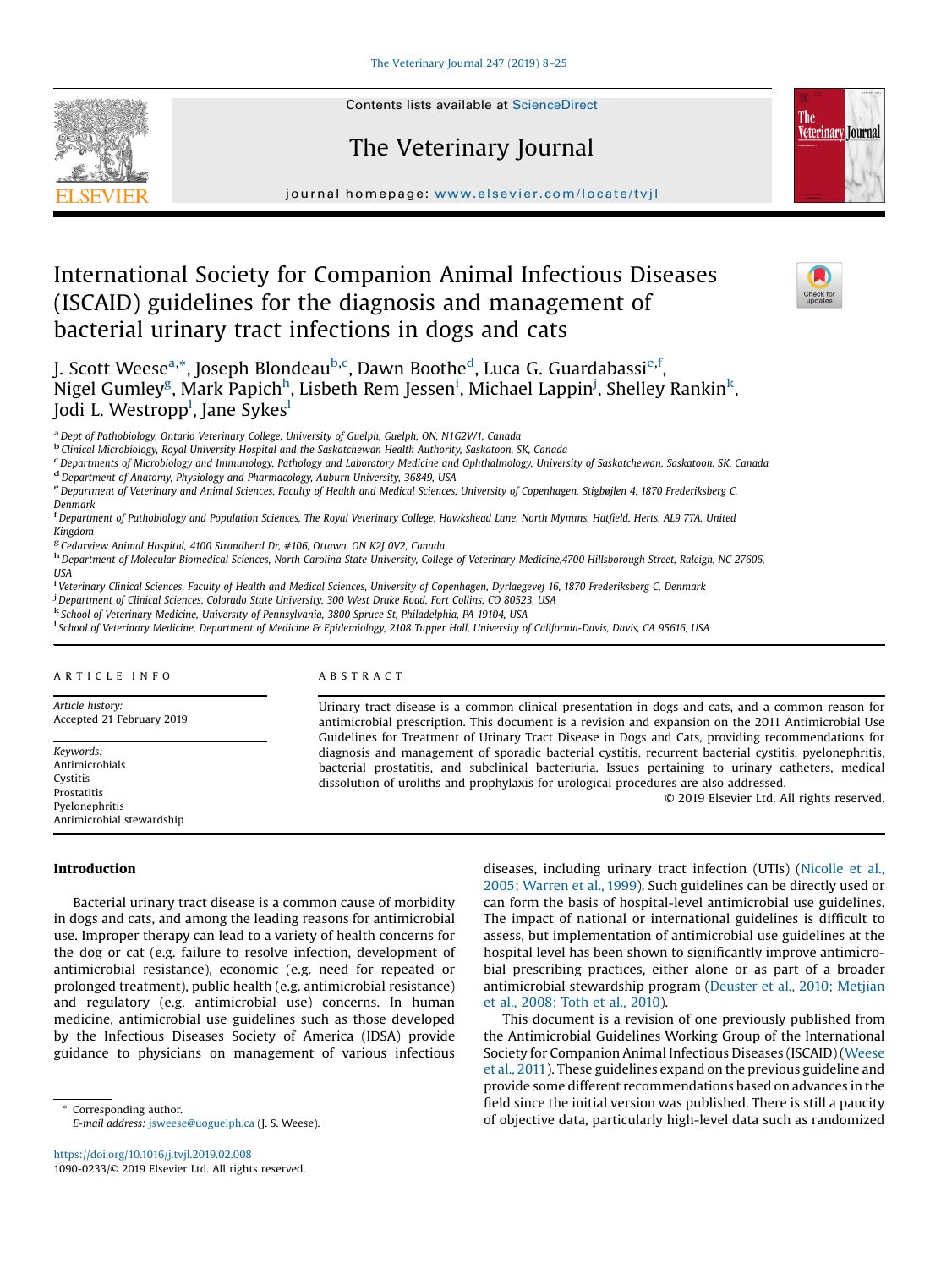# International Society for Companion Animal Infectious Diseases (ISCAID) guidelines for the diagnosis and management of bacterial urinary tract infections in dogs and cats

J. Scott Weese[a,*], Joseph Blondeau[b,c], Dawn Boothe[d], Luca G. Guardabassi[e,f], Nigel Gumley[g], Mark Papich[h], Lisbeth Rem Jessen[i], Michael Lappin[j], Shelley Rankin[k], Jodi L. Westropp[l], Jane Sykes[l]

[a] Dept of Pathobiology, Ontario Veterinary College, University of Guelph, Guelph, ON, N1G2W1, Canada
[b] Clinical Microbiology, Royal University Hospital and the Saskatchewan Health Authority, Saskatoon, SK, Canada
[c] Departments of Microbiology and Immunology, Pathology and Laboratory Medicine and Ophthalmology, University of Saskatchewan, Saskatoon, SK, Canada
[d] Department of Anatomy, Physiology and Pharmacology, Auburn University, 36849, USA
[e] Department of Veterinary and Animal Sciences, Faculty of Health and Medical Sciences, University of Copenhagen, Stigbøjlen 4, 1870 Frederiksberg C, Denmark
[f] Department of Pathobiology and Population Sciences, The Royal Veterinary College, Hawkshead Lane, North Mymms, Hatfield, Herts, AL9 7TA, United Kingdom
[g] Cedarview Animal Hospital, 4100 Strandherd Dr, #106, Ottawa, ON K2J 0V2, Canada
[h] Department of Molecular Biomedical Sciences, North Carolina State University, College of Veterinary Medicine,4700 Hillsborough Street, Raleigh, NC 27606, USA
[i] Veterinary Clinical Sciences, Faculty of Health and Medical Sciences, University of Copenhagen, Dyrlaegevej 16, 1870 Frederiksberg C, Denmark
[j] Department of Clinical Sciences, Colorado State University, 300 West Drake Road, Fort Collins, CO 80523, USA
[k] School of Veterinary Medicine, University of Pennsylvania, 3800 Spruce St, Philadelphia, PA 19104, USA
[l] School of Veterinary Medicine, Department of Medicine & Epidemiology, 2108 Tupper Hall, University of California-Davis, Davis, CA 95616, USA

## ARTICLE INFO

*Article history:*
Accepted 21 February 2019

*Keywords:*
Antimicrobials
Cystitis
Prostatitis
Pyelonephritis
Antimicrobial stewardship

## ABSTRACT

Urinary tract disease is a common clinical presentation in dogs and cats, and a common reason for antimicrobial prescription. This document is a revision and expansion on the 2011 Antimicrobial Use Guidelines for Treatment of Urinary Tract Disease in Dogs and Cats, providing recommendations for diagnosis and management of sporadic bacterial cystitis, recurrent bacterial cystitis, pyelonephritis, bacterial prostatitis, and subclinical bacteriuria. Issues pertaining to urinary catheters, medical dissolution of uroliths and prophylaxis for urological procedures are also addressed.

© 2019 Elsevier Ltd. All rights reserved.

## Introduction

Bacterial urinary tract disease is a common cause of morbidity in dogs and cats, and among the leading reasons for antimicrobial use. Improper therapy can lead to a variety of health concerns for the dog or cat (e.g. failure to resolve infection, development of antimicrobial resistance), economic (e.g. need for repeated or prolonged treatment), public health (e.g. antimicrobial resistance) and regulatory (e.g. antimicrobial use) concerns. In human medicine, antimicrobial use guidelines such as those developed by the Infectious Diseases Society of America (IDSA) provide guidance to physicians on management of various infectious diseases, including urinary tract infection (UTIs) (Nicolle et al., 2005; Warren et al., 1999). Such guidelines can be directly used or can form the basis of hospital-level antimicrobial use guidelines. The impact of national or international guidelines is difficult to assess, but implementation of antimicrobial use guidelines at the hospital level has been shown to significantly improve antimicrobial prescribing practices, either alone or as part of a broader antimicrobial stewardship program (Deuster et al., 2010; Metjian et al., 2008; Toth et al., 2010).

This document is a revision of one previously published from the Antimicrobial Guidelines Working Group of the International Society for Companion Animal Infectious Diseases (ISCAID) (Weese et al., 2011). These guidelines expand on the previous guideline and provide some different recommendations based on advances in the field since the initial version was published. There is still a paucity of objective data, particularly high-level data such as randomized

\* Corresponding author.
*E-mail address:* jsweese@uoguelph.ca (J. S. Weese).

https://doi.org/10.1016/j.tvjl.2019.02.008
1090-0233/© 2019 Elsevier Ltd. All rights reserved.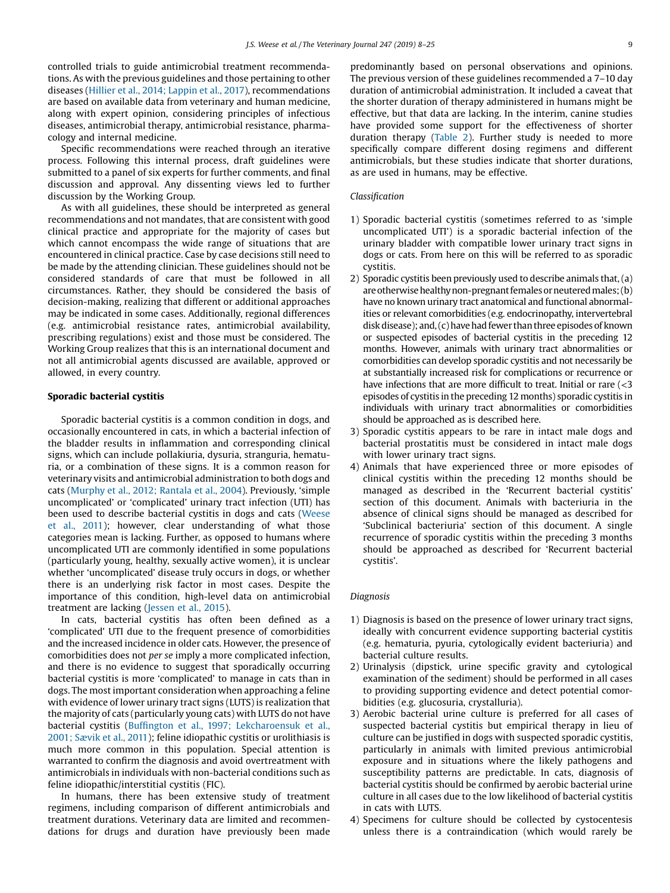controlled trials to guide antimicrobial treatment recommendations. As with the previous guidelines and those pertaining to other diseases (Hillier et al., 2014; Lappin et al., 2017), recommendations are based on available data from veterinary and human medicine, along with expert opinion, considering principles of infectious diseases, antimicrobial therapy, antimicrobial resistance, pharmacology and internal medicine.

Specific recommendations were reached through an iterative process. Following this internal process, draft guidelines were submitted to a panel of six experts for further comments, and final discussion and approval. Any dissenting views led to further discussion by the Working Group.

As with all guidelines, these should be interpreted as general recommendations and not mandates, that are consistent with good clinical practice and appropriate for the majority of cases but which cannot encompass the wide range of situations that are encountered in clinical practice. Case by case decisions still need to be made by the attending clinician. These guidelines should not be considered standards of care that must be followed in all circumstances. Rather, they should be considered the basis of decision-making, realizing that different or additional approaches may be indicated in some cases. Additionally, regional differences (e.g. antimicrobial resistance rates, antimicrobial availability, prescribing regulations) exist and those must be considered. The Working Group realizes that this is an international document and not all antimicrobial agents discussed are available, approved or allowed, in every country.

## Sporadic bacterial cystitis

Sporadic bacterial cystitis is a common condition in dogs, and occasionally encountered in cats, in which a bacterial infection of the bladder results in inflammation and corresponding clinical signs, which can include pollakiuria, dysuria, stranguria, hematuria, or a combination of these signs. It is a common reason for veterinary visits and antimicrobial administration to both dogs and cats (Murphy et al., 2012; Rantala et al., 2004). Previously, 'simple uncomplicated' or 'complicated' urinary tract infection (UTI) has been used to describe bacterial cystitis in dogs and cats (Weese et al., 2011); however, clear understanding of what those categories mean is lacking. Further, as opposed to humans where uncomplicated UTI are commonly identified in some populations (particularly young, healthy, sexually active women), it is unclear whether 'uncomplicated' disease truly occurs in dogs, or whether there is an underlying risk factor in most cases. Despite the importance of this condition, high-level data on antimicrobial treatment are lacking (Jessen et al., 2015).

In cats, bacterial cystitis has often been defined as a 'complicated' UTI due to the frequent presence of comorbidities and the increased incidence in older cats. However, the presence of comorbidities does not *per se* imply a more complicated infection, and there is no evidence to suggest that sporadically occurring bacterial cystitis is more 'complicated' to manage in cats than in dogs. The most important consideration when approaching a feline with evidence of lower urinary tract signs (LUTS) is realization that the majority of cats (particularly young cats) with LUTS do not have bacterial cystitis (Buffington et al., 1997; Lekcharoensuk et al., 2001; Sævik et al., 2011); feline idiopathic cystitis or urolithiasis is much more common in this population. Special attention is warranted to confirm the diagnosis and avoid overtreatment with antimicrobials in individuals with non-bacterial conditions such as feline idiopathic/interstitial cystitis (FIC).

In humans, there has been extensive study of treatment regimens, including comparison of different antimicrobials and treatment durations. Veterinary data are limited and recommendations for drugs and duration have previously been made predominantly based on personal observations and opinions. The previous version of these guidelines recommended a 7–10 day duration of antimicrobial administration. It included a caveat that the shorter duration of therapy administered in humans might be effective, but that data are lacking. In the interim, canine studies have provided some support for the effectiveness of shorter duration therapy (Table 2). Further study is needed to more specifically compare different dosing regimens and different antimicrobials, but these studies indicate that shorter durations, as are used in humans, may be effective.

### *Classification*

1) Sporadic bacterial cystitis (sometimes referred to as 'simple uncomplicated UTI') is a sporadic bacterial infection of the urinary bladder with compatible lower urinary tract signs in dogs or cats. From here on this will be referred to as sporadic cystitis.
2) Sporadic cystitis been previously used to describe animals that, (a) are otherwise healthy non-pregnant females or neutered males; (b) have no known urinary tract anatomical and functional abnormalities or relevant comorbidities (e.g. endocrinopathy, intervertebral disk disease); and, (c) have had fewer than three episodes of known or suspected episodes of bacterial cystitis in the preceding 12 months. However, animals with urinary tract abnormalities or comorbidities can develop sporadic cystitis and not necessarily be at substantially increased risk for complications or recurrence or have infections that are more difficult to treat. Initial or rare (<3 episodes of cystitis in the preceding 12 months) sporadic cystitis in individuals with urinary tract abnormalities or comorbidities should be approached as is described here.
3) Sporadic cystitis appears to be rare in intact male dogs and bacterial prostatitis must be considered in intact male dogs with lower urinary tract signs.
4) Animals that have experienced three or more episodes of clinical cystitis within the preceding 12 months should be managed as described in the 'Recurrent bacterial cystitis' section of this document. Animals with bacteriuria in the absence of clinical signs should be managed as described for 'Subclinical bacteriuria' section of this document. A single recurrence of sporadic cystitis within the preceding 3 months should be approached as described for 'Recurrent bacterial cystitis'.

### *Diagnosis*

1) Diagnosis is based on the presence of lower urinary tract signs, ideally with concurrent evidence supporting bacterial cystitis (e.g. hematuria, pyuria, cytologically evident bacteriuria) and bacterial culture results.
2) Urinalysis (dipstick, urine specific gravity and cytological examination of the sediment) should be performed in all cases to providing supporting evidence and detect potential comorbidities (e.g. glucosuria, crystalluria).
3) Aerobic bacterial urine culture is preferred for all cases of suspected bacterial cystitis but empirical therapy in lieu of culture can be justified in dogs with suspected sporadic cystitis, particularly in animals with limited previous antimicrobial exposure and in situations where the likely pathogens and susceptibility patterns are predictable. In cats, diagnosis of bacterial cystitis should be confirmed by aerobic bacterial urine culture in all cases due to the low likelihood of bacterial cystitis in cats with LUTS.
4) Specimens for culture should be collected by cystocentesis unless there is a contraindication (which would rarely be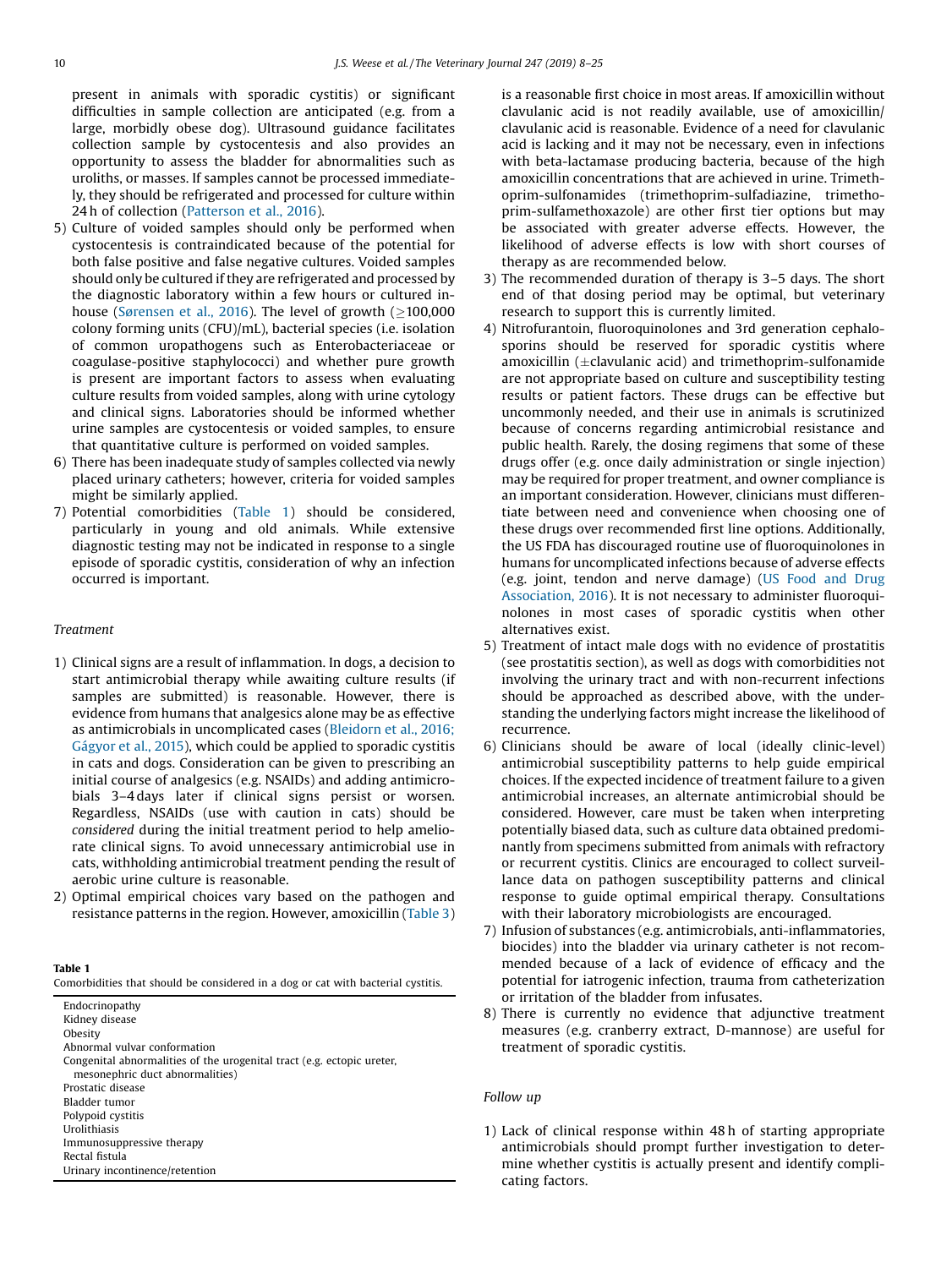present in animals with sporadic cystitis) or significant difficulties in sample collection are anticipated (e.g. from a large, morbidly obese dog). Ultrasound guidance facilitates collection sample by cystocentesis and also provides an opportunity to assess the bladder for abnormalities such as uroliths, or masses. If samples cannot be processed immediately, they should be refrigerated and processed for culture within 24 h of collection (Patterson et al., 2016).

5) Culture of voided samples should only be performed when cystocentesis is contraindicated because of the potential for both false positive and false negative cultures. Voided samples should only be cultured if they are refrigerated and processed by the diagnostic laboratory within a few hours or cultured in-house (Sørensen et al., 2016). The level of growth (≥100,000 colony forming units (CFU)/mL), bacterial species (i.e. isolation of common uropathogens such as Enterobacteriaceae or coagulase-positive staphylococci) and whether pure growth is present are important factors to assess when evaluating culture results from voided samples, along with urine cytology and clinical signs. Laboratories should be informed whether urine samples are cystocentesis or voided samples, to ensure that quantitative culture is performed on voided samples.
6) There has been inadequate study of samples collected via newly placed urinary catheters; however, criteria for voided samples might be similarly applied.
7) Potential comorbidities (Table 1) should be considered, particularly in young and old animals. While extensive diagnostic testing may not be indicated in response to a single episode of sporadic cystitis, consideration of why an infection occurred is important.

*Treatment*

1) Clinical signs are a result of inflammation. In dogs, a decision to start antimicrobial therapy while awaiting culture results (if samples are submitted) is reasonable. However, there is evidence from humans that analgesics alone may be as effective as antimicrobials in uncomplicated cases (Bleidorn et al., 2016; Gágyor et al., 2015), which could be applied to sporadic cystitis in cats and dogs. Consideration can be given to prescribing an initial course of analgesics (e.g. NSAIDs) and adding antimicrobials 3–4 days later if clinical signs persist or worsen. Regardless, NSAIDs (use with caution in cats) should be *considered* during the initial treatment period to help ameliorate clinical signs. To avoid unnecessary antimicrobial use in cats, withholding antimicrobial treatment pending the result of aerobic urine culture is reasonable.
2) Optimal empirical choices vary based on the pathogen and resistance patterns in the region. However, amoxicillin (Table 3) is a reasonable first choice in most areas. If amoxicillin without clavulanic acid is not readily available, use of amoxicillin/clavulanic acid is reasonable. Evidence of a need for clavulanic acid is lacking and it may not be necessary, even in infections with beta-lactamase producing bacteria, because of the high amoxicillin concentrations that are achieved in urine. Trimethoprim-sulfonamides (trimethoprim-sulfadiazine, trimethoprim-sulfamethoxazole) are other first tier options but may be associated with greater adverse effects. However, the likelihood of adverse effects is low with short courses of therapy as are recommended below.
3) The recommended duration of therapy is 3–5 days. The short end of that dosing period may be optimal, but veterinary research to support this is currently limited.
4) Nitrofurantoin, fluoroquinolones and 3rd generation cephalosporins should be reserved for sporadic cystitis where amoxicillin (±clavulanic acid) and trimethoprim-sulfonamide are not appropriate based on culture and susceptibility testing results or patient factors. These drugs can be effective but uncommonly needed, and their use in animals is scrutinized because of concerns regarding antimicrobial resistance and public health. Rarely, the dosing regimens that some of these drugs offer (e.g. once daily administration or single injection) may be required for proper treatment, and owner compliance is an important consideration. However, clinicians must differentiate between need and convenience when choosing one of these drugs over recommended first line options. Additionally, the US FDA has discouraged routine use of fluoroquinolones in humans for uncomplicated infections because of adverse effects (e.g. joint, tendon and nerve damage) (US Food and Drug Association, 2016). It is not necessary to administer fluoroquinolones in most cases of sporadic cystitis when other alternatives exist.
5) Treatment of intact male dogs with no evidence of prostatitis (see prostatitis section), as well as dogs with comorbidities not involving the urinary tract and with non-recurrent infections should be approached as described above, with the understanding the underlying factors might increase the likelihood of recurrence.
6) Clinicians should be aware of local (ideally clinic-level) antimicrobial susceptibility patterns to help guide empirical choices. If the expected incidence of treatment failure to a given antimicrobial increases, an alternate antimicrobial should be considered. However, care must be taken when interpreting potentially biased data, such as culture data obtained predominantly from specimens submitted from animals with refractory or recurrent cystitis. Clinics are encouraged to collect surveillance data on pathogen susceptibility patterns and clinical response to guide optimal empirical therapy. Consultations with their laboratory microbiologists are encouraged.
7) Infusion of substances (e.g. antimicrobials, anti-inflammatories, biocides) into the bladder via urinary catheter is not recommended because of a lack of evidence of efficacy and the potential for iatrogenic infection, trauma from catheterization or irritation of the bladder from infusates.
8) There is currently no evidence that adjunctive treatment measures (e.g. cranberry extract, D-mannose) are useful for treatment of sporadic cystitis.

**Table 1**
Comorbidities that should be considered in a dog or cat with bacterial cystitis.

| |
|---|
| Endocrinopathy |
| Kidney disease |
| Obesity |
| Abnormal vulvar conformation |
| Congenital abnormalities of the urogenital tract (e.g. ectopic ureter, mesonephric duct abnormalities) |
| Prostatic disease |
| Bladder tumor |
| Polypoid cystitis |
| Urolithiasis |
| Immunosuppressive therapy |
| Rectal fistula |
| Urinary incontinence/retention |

*Follow up*

1) Lack of clinical response within 48 h of starting appropriate antimicrobials should prompt further investigation to determine whether cystitis is actually present and identify complicating factors.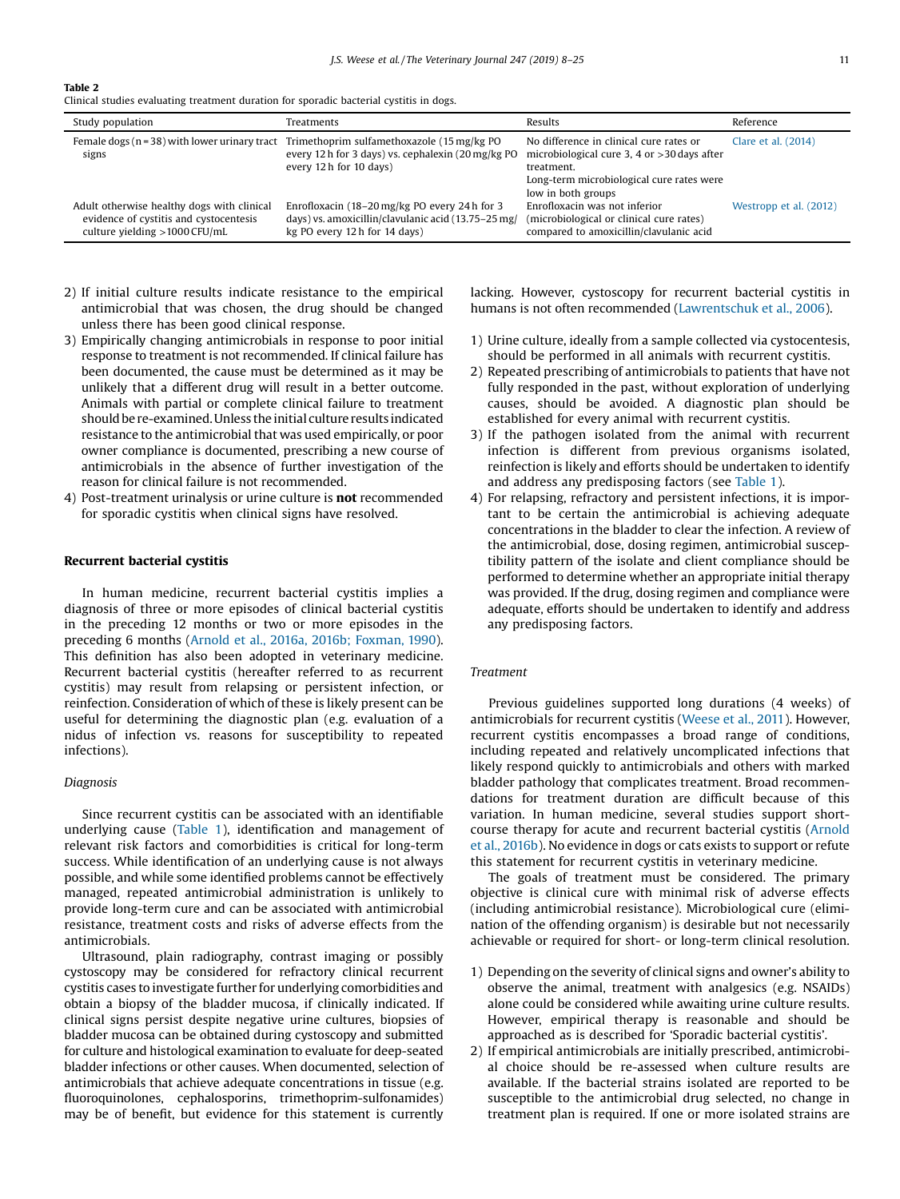**Table 2**
Clinical studies evaluating treatment duration for sporadic bacterial cystitis in dogs.

| Study population | Treatments | Results | Reference |
|---|---|---|---|
| Female dogs (n = 38) with lower urinary tract signs | Trimethoprim sulfamethoxazole (15 mg/kg PO every 12 h for 3 days) vs. cephalexin (20 mg/kg PO every 12 h for 10 days) | No difference in clinical cure rates or microbiological cure 3, 4 or >30 days after treatment. Long-term microbiological cure rates were low in both groups | Clare et al. (2014) |
| Adult otherwise healthy dogs with clinical evidence of cystitis and cystocentesis culture yielding >1000 CFU/mL | Enrofloxacin (18–20 mg/kg PO every 24 h for 3 days) vs. amoxicillin/clavulanic acid (13.75–25 mg/kg PO every 12 h for 14 days) | Enrofloxacin was not inferior (microbiological or clinical cure rates) compared to amoxicillin/clavulanic acid | Westropp et al. (2012) |

2) If initial culture results indicate resistance to the empirical antimicrobial that was chosen, the drug should be changed unless there has been good clinical response.
3) Empirically changing antimicrobials in response to poor initial response to treatment is not recommended. If clinical failure has been documented, the cause must be determined as it may be unlikely that a different drug will result in a better outcome. Animals with partial or complete clinical failure to treatment should be re-examined. Unless the initial culture results indicated resistance to the antimicrobial that was used empirically, or poor owner compliance is documented, prescribing a new course of antimicrobials in the absence of further investigation of the reason for clinical failure is not recommended.
4) Post-treatment urinalysis or urine culture is **not** recommended for sporadic cystitis when clinical signs have resolved.

## Recurrent bacterial cystitis

In human medicine, recurrent bacterial cystitis implies a diagnosis of three or more episodes of clinical bacterial cystitis in the preceding 12 months or two or more episodes in the preceding 6 months (Arnold et al., 2016a, 2016b; Foxman, 1990). This definition has also been adopted in veterinary medicine. Recurrent bacterial cystitis (hereafter referred to as recurrent cystitis) may result from relapsing or persistent infection, or reinfection. Consideration of which of these is likely present can be useful for determining the diagnostic plan (e.g. evaluation of a nidus of infection vs. reasons for susceptibility to repeated infections).

### *Diagnosis*

Since recurrent cystitis can be associated with an identifiable underlying cause (Table 1), identification and management of relevant risk factors and comorbidities is critical for long-term success. While identification of an underlying cause is not always possible, and while some identified problems cannot be effectively managed, repeated antimicrobial administration is unlikely to provide long-term cure and can be associated with antimicrobial resistance, treatment costs and risks of adverse effects from the antimicrobials.

Ultrasound, plain radiography, contrast imaging or possibly cystoscopy may be considered for refractory clinical recurrent cystitis cases to investigate further for underlying comorbidities and obtain a biopsy of the bladder mucosa, if clinically indicated. If clinical signs persist despite negative urine cultures, biopsies of bladder mucosa can be obtained during cystoscopy and submitted for culture and histological examination to evaluate for deep-seated bladder infections or other causes. When documented, selection of antimicrobials that achieve adequate concentrations in tissue (e.g. fluoroquinolones, cephalosporins, trimethoprim-sulfonamides) may be of benefit, but evidence for this statement is currently lacking. However, cystoscopy for recurrent bacterial cystitis in humans is not often recommended (Lawrentschuk et al., 2006).

1) Urine culture, ideally from a sample collected via cystocentesis, should be performed in all animals with recurrent cystitis.
2) Repeated prescribing of antimicrobials to patients that have not fully responded in the past, without exploration of underlying causes, should be avoided. A diagnostic plan should be established for every animal with recurrent cystitis.
3) If the pathogen isolated from the animal with recurrent infection is different from previous organisms isolated, reinfection is likely and efforts should be undertaken to identify and address any predisposing factors (see Table 1).
4) For relapsing, refractory and persistent infections, it is important to be certain the antimicrobial is achieving adequate concentrations in the bladder to clear the infection. A review of the antimicrobial, dose, dosing regimen, antimicrobial susceptibility pattern of the isolate and client compliance should be performed to determine whether an appropriate initial therapy was provided. If the drug, dosing regimen and compliance were adequate, efforts should be undertaken to identify and address any predisposing factors.

### *Treatment*

Previous guidelines supported long durations (4 weeks) of antimicrobials for recurrent cystitis (Weese et al., 2011). However, recurrent cystitis encompasses a broad range of conditions, including repeated and relatively uncomplicated infections that likely respond quickly to antimicrobials and others with marked bladder pathology that complicates treatment. Broad recommendations for treatment duration are difficult because of this variation. In human medicine, several studies support short-course therapy for acute and recurrent bacterial cystitis (Arnold et al., 2016b). No evidence in dogs or cats exists to support or refute this statement for recurrent cystitis in veterinary medicine.

The goals of treatment must be considered. The primary objective is clinical cure with minimal risk of adverse effects (including antimicrobial resistance). Microbiological cure (elimination of the offending organism) is desirable but not necessarily achievable or required for short- or long-term clinical resolution.

1) Depending on the severity of clinical signs and owner's ability to observe the animal, treatment with analgesics (e.g. NSAIDs) alone could be considered while awaiting urine culture results. However, empirical therapy is reasonable and should be approached as is described for 'Sporadic bacterial cystitis'.
2) If empirical antimicrobials are initially prescribed, antimicrobial choice should be re-assessed when culture results are available. If the bacterial strains isolated are reported to be susceptible to the antimicrobial drug selected, no change in treatment plan is required. If one or more isolated strains are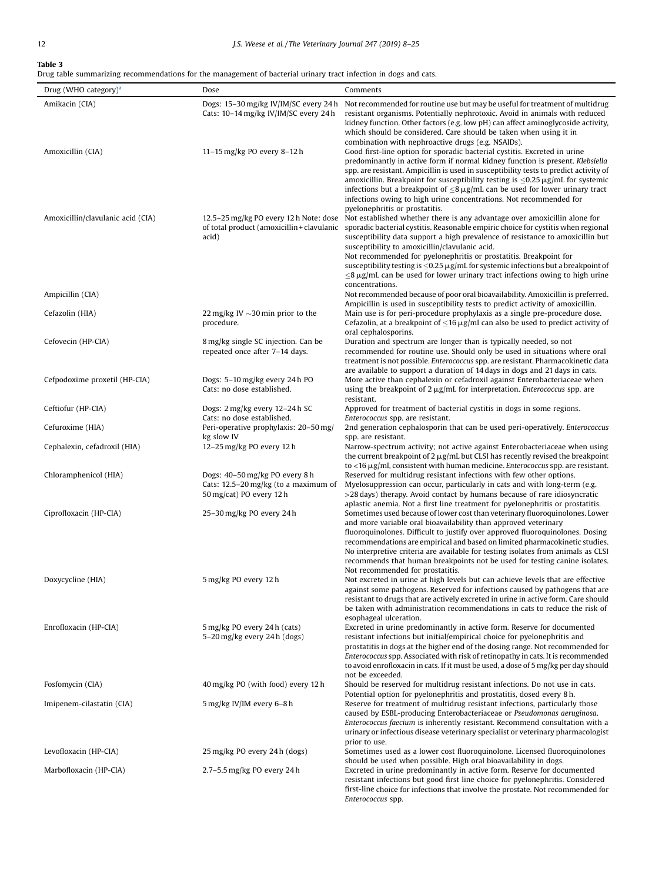**Table 3**
Drug table summarizing recommendations for the management of bacterial urinary tract infection in dogs and cats.

| Drug (WHO category)[a] | Dose | Comments |
| --- | --- | --- |
| Amikacin (CIA) | Dogs: 15–30 mg/kg IV/IM/SC every 24 h Cats: 10–14 mg/kg IV/IM/SC every 24 h | Not recommended for routine use but may be useful for treatment of multidrug resistant organisms. Potentially nephrotoxic. Avoid in animals with reduced kidney function. Other factors (e.g. low pH) can affect aminoglycoside activity, which should be considered. Care should be taken when using it in combination with nephroactive drugs (e.g. NSAIDs). |
| Amoxicillin (CIA) | 11–15 mg/kg PO every 8–12 h | Good first-line option for sporadic bacterial cystitis. Excreted in urine predominantly in active form if normal kidney function is present. *Klebsiella* spp. are resistant. Ampicillin is used in susceptibility tests to predict activity of amoxicillin. Breakpoint for susceptibility testing is ≤0.25 μg/mL for systemic infections but a breakpoint of ≤8 μg/mL can be used for lower urinary tract infections owing to high urine concentrations. Not recommended for pyelonephritis or prostatitis. |
| Amoxicillin/clavulanic acid (CIA) | 12.5–25 mg/kg PO every 12 h Note: dose of total product (amoxicillin + clavulanic acid) | Not established whether there is any advantage over amoxicillin alone for sporadic bacterial cystitis. Reasonable empiric choice for cystitis when regional susceptibility data support a high prevalence of resistance to amoxicillin but susceptibility to amoxicillin/clavulanic acid. Not recommended for pyelonephritis or prostatitis. Breakpoint for susceptibility testing is ≤0.25 μg/mL for systemic infections but a breakpoint of ≤8 μg/mL can be used for lower urinary tract infections owing to high urine concentrations. |
| Ampicillin (CIA) | | Not recommended because of poor oral bioavailability. Amoxicillin is preferred. Ampicillin is used in susceptibility tests to predict activity of amoxicillin. |
| Cefazolin (HIA) | 22 mg/kg IV ~30 min prior to the procedure. | Main use is for peri-procedure prophylaxis as a single pre-procedure dose. Cefazolin, at a breakpoint of ≤16 μg/ml can also be used to predict activity of oral cephalosporins. |
| Cefovecin (HP-CIA) | 8 mg/kg single SC injection. Can be repeated once after 7–14 days. | Duration and spectrum are longer than is typically needed, so not recommended for routine use. Should only be used in situations where oral treatment is not possible. *Enterococcus* spp. are resistant. Pharmacokinetic data are available to support a duration of 14 days in dogs and 21 days in cats. |
| Cefpodoxime proxetil (HP-CIA) | Dogs: 5–10 mg/kg every 24 h PO Cats: no dose established. | More active than cephalexin or cefadroxil against Enterobacteriaceae when using the breakpoint of 2 μg/mL for interpretation. *Enterococcus* spp. are resistant. |
| Ceftiofur (HP-CIA) | Dogs: 2 mg/kg every 12–24 h SC Cats: no dose established. | Approved for treatment of bacterial cystitis in dogs in some regions. *Enterococcus* spp. are resistant. |
| Cefuroxime (HIA) | Peri-operative prophylaxis: 20–50 mg/kg slow IV | 2nd generation cephalosporin that can be used peri-operatively. *Enterococcus* spp. are resistant. |
| Cephalexin, cefadroxil (HIA) | 12–25 mg/kg PO every 12 h | Narrow-spectrum activity; not active against Enterobacteriaceae when using the current breakpoint of 2 μg/mL but CLSI has recently revised the breakpoint to <16 μg/ml, consistent with human medicine. *Enterococcus* spp. are resistant. |
| Chloramphenicol (HIA) | Dogs: 40–50 mg/kg PO every 8 h Cats: 12.5–20 mg/kg (to a maximum of 50 mg/cat) PO every 12 h | Reserved for multidrug resistant infections with few other options. Myelosuppression can occur, particularly in cats and with long-term (e.g. >28 days) therapy. Avoid contact by humans because of rare idiosyncratic aplastic anemia. Not a first line treatment for pyelonephritis or prostatitis. |
| Ciprofloxacin (HP-CIA) | 25–30 mg/kg PO every 24 h | Sometimes used because of lower cost than veterinary fluoroquinolones. Lower and more variable oral bioavailability than approved veterinary fluoroquinolones. Difficult to justify over approved fluoroquinolones. Dosing recommendations are empirical and based on limited pharmacokinetic studies. No interpretive criteria are available for testing isolates from animals as CLSI recommends that human breakpoints not be used for testing canine isolates. Not recommended for prostatitis. |
| Doxycycline (HIA) | 5 mg/kg PO every 12 h | Not excreted in urine at high levels but can achieve levels that are effective against some pathogens. Reserved for infections caused by pathogens that are resistant to drugs that are actively excreted in urine in active form. Care should be taken with administration recommendations in cats to reduce the risk of esophageal ulceration. |
| Enrofloxacin (HP-CIA) | 5 mg/kg PO every 24 h (cats) 5–20 mg/kg every 24 h (dogs) | Excreted in urine predominantly in active form. Reserve for documented resistant infections but initial/empirical choice for pyelonephritis and prostatitis in dogs at the higher end of the dosing range. Not recommended for *Enterococcus* spp. Associated with risk of retinopathy in cats. It is recommended to avoid enrofloxacin in cats. If it must be used, a dose of 5 mg/kg per day should not be exceeded. |
| Fosfomycin (CIA) | 40 mg/kg PO (with food) every 12 h | Should be reserved for multidrug resistant infections. Do not use in cats. Potential option for pyelonephritis and prostatitis, dosed every 8 h. |
| Imipenem-cilastatin (CIA) | 5 mg/kg IV/IM every 6–8 h | Reserve for treatment of multidrug resistant infections, particularly those caused by ESBL-producing Enterobacteriaceae or *Pseudomonas aeruginosa*. *Enterococcus faecium* is inherently resistant. Recommend consultation with a urinary or infectious disease veterinary specialist or veterinary pharmacologist prior to use. |
| Levofloxacin (HP-CIA) | 25 mg/kg PO every 24 h (dogs) | Sometimes used as a lower cost fluoroquinolone. Licensed fluoroquinolones should be used when possible. High oral bioavailability in dogs. |
| Marbofloxacin (HP-CIA) | 2.7–5.5 mg/kg PO every 24 h | Excreted in urine predominantly in active form. Reserve for documented resistant infections but good first line choice for pyelonephritis. Considered first-line choice for infections that involve the prostate. Not recommended for *Enterococcus* spp. |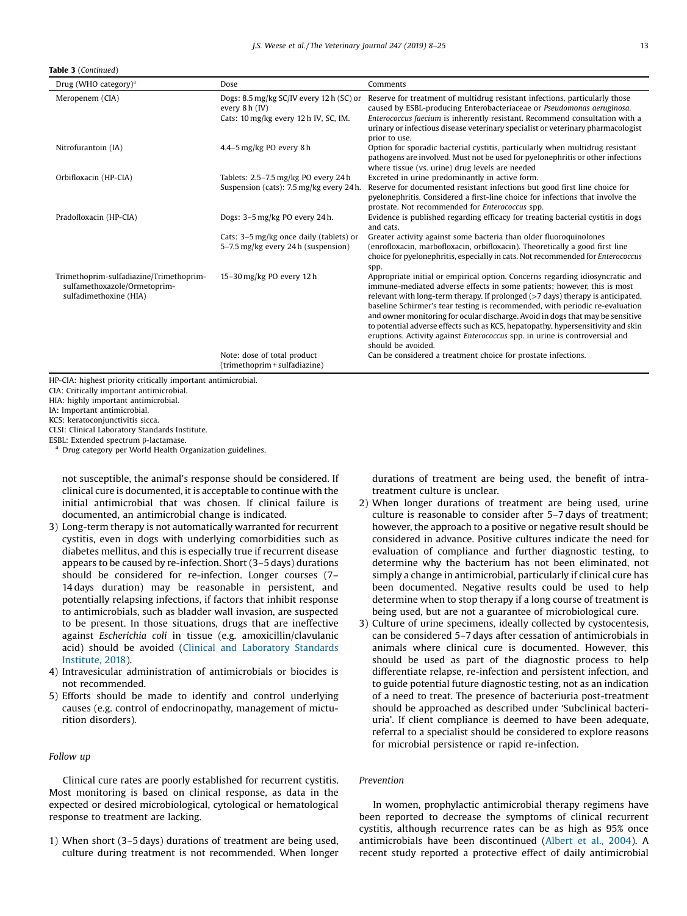**Table 3** (*Continued*)

| Drug (WHO category)[a] | Dose | Comments |
|---|---|---|
| Meropenem (CIA) | Dogs: 8.5 mg/kg SC/IV every 12 h (SC) or every 8 h (IV)<br>Cats: 10 mg/kg every 12 h IV, SC, IM. | Reserve for treatment of multidrug resistant infections, particularly those caused by ESBL-producing Enterobacteriaceae or *Pseudomonas aeruginosa*. *Enterococcus faecium* is inherently resistant. Recommend consultation with a urinary or infectious disease veterinary specialist or veterinary pharmacologist prior to use. |
| Nitrofurantoin (IA) | 4.4–5 mg/kg PO every 8 h | Option for sporadic bacterial cystitis, particularly when multidrug resistant pathogens are involved. Must not be used for pyelonephritis or other infections where tissue (vs. urine) drug levels are needed |
| Orbifloxacin (HP-CIA) | Tablets: 2.5–7.5 mg/kg PO every 24 h<br>Suspension (cats): 7.5 mg/kg every 24 h. | Excreted in urine predominantly in active form.<br>Reserve for documented resistant infections but good first line choice for pyelonephritis. Considered a first-line choice for infections that involve the prostate. Not recommended for *Enterococcus* spp. |
| Pradofloxacin (HP-CIA) | Dogs: 3–5 mg/kg PO every 24 h. | Evidence is published regarding efficacy for treating bacterial cystitis in dogs and cats. |
| | Cats: 3–5 mg/kg once daily (tablets) or 5–7.5 mg/kg every 24 h (suspension) | Greater activity against some bacteria than older fluoroquinolones (enrofloxacin, marbofloxacin, orbifloxacin). Theoretically a good first line choice for pyelonephritis, especially in cats. Not recommended for *Enterococcus* spp. |
| Trimethoprim-sulfadiazine/Trimethoprim-sulfamethoxazole/Ormetoprim-sulfadimethoxine (HIA) | 15–30 mg/kg PO every 12 h | Appropriate initial or empirical option. Concerns regarding idiosyncratic and immune-mediated adverse effects in some patients; however, this is most relevant with long-term therapy. If prolonged (>7 days) therapy is anticipated, baseline Schirmer's tear testing is recommended, with periodic re-evaluation and owner monitoring for ocular discharge. Avoid in dogs that may be sensitive to potential adverse effects such as KCS, hepatopathy, hypersensitivity and skin eruptions. Activity against *Enterococcus* spp. in urine is controversial and should be avoided. |
| | Note: dose of total product (trimethoprim + sulfadiazine) | Can be considered a treatment choice for prostate infections. |

HP-CIA: highest priority critically important antimicrobial.
CIA: Critically important antimicrobial.
HIA: highly important antimicrobial.
IA: Important antimicrobial.
KCS: keratoconjunctivitis sicca.
CLSI: Clinical Laboratory Standards Institute.
ESBL: Extended spectrum β-lactamase.
[a] Drug category per World Health Organization guidelines.

not susceptible, the animal's response should be considered. If clinical cure is documented, it is acceptable to continue with the initial antimicrobial that was chosen. If clinical failure is documented, an antimicrobial change is indicated.

3) Long-term therapy is not automatically warranted for recurrent cystitis, even in dogs with underlying comorbidities such as diabetes mellitus, and this is especially true if recurrent disease appears to be caused by re-infection. Short (3–5 days) durations should be considered for re-infection. Longer courses (7–14 days duration) may be reasonable in persistent, and potentially relapsing infections, if factors that inhibit response to antimicrobials, such as bladder wall invasion, are suspected to be present. In those situations, drugs that are ineffective against *Escherichia coli* in tissue (e.g. amoxicillin/clavulanic acid) should be avoided (Clinical and Laboratory Standards Institute, 2018).
4) Intravesicular administration of antimicrobials or biocides is not recommended.
5) Efforts should be made to identify and control underlying causes (e.g. control of endocrinopathy, management of micturition disorders).

### Follow up

Clinical cure rates are poorly established for recurrent cystitis. Most monitoring is based on clinical response, as data in the expected or desired microbiological, cytological or hematological response to treatment are lacking.

1) When short (3–5 days) durations of treatment are being used, culture during treatment is not recommended. When longer durations of treatment are being used, the benefit of intra-treatment culture is unclear.
2) When longer durations of treatment are being used, urine culture is reasonable to consider after 5–7 days of treatment; however, the approach to a positive or negative result should be considered in advance. Positive cultures indicate the need for evaluation of compliance and further diagnostic testing, to determine why the bacterium has not been eliminated, not simply a change in antimicrobial, particularly if clinical cure has been documented. Negative results could be used to help determine when to stop therapy if a long course of treatment is being used, but are not a guarantee of microbiological cure.
3) Culture of urine specimens, ideally collected by cystocentesis, can be considered 5–7 days after cessation of antimicrobials in animals where clinical cure is documented. However, this should be used as part of the diagnostic process to help differentiate relapse, re-infection and persistent infection, and to guide potential future diagnostic testing, not as an indication of a need to treat. The presence of bacteriuria post-treatment should be approached as described under 'Subclinical bacteriuria'. If client compliance is deemed to have been adequate, referral to a specialist should be considered to explore reasons for microbial persistence or rapid re-infection.

### Prevention

In women, prophylactic antimicrobial therapy regimens have been reported to decrease the symptoms of clinical recurrent cystitis, although recurrence rates can be as high as 95% once antimicrobials have been discontinued (Albert et al., 2004). A recent study reported a protective effect of daily antimicrobial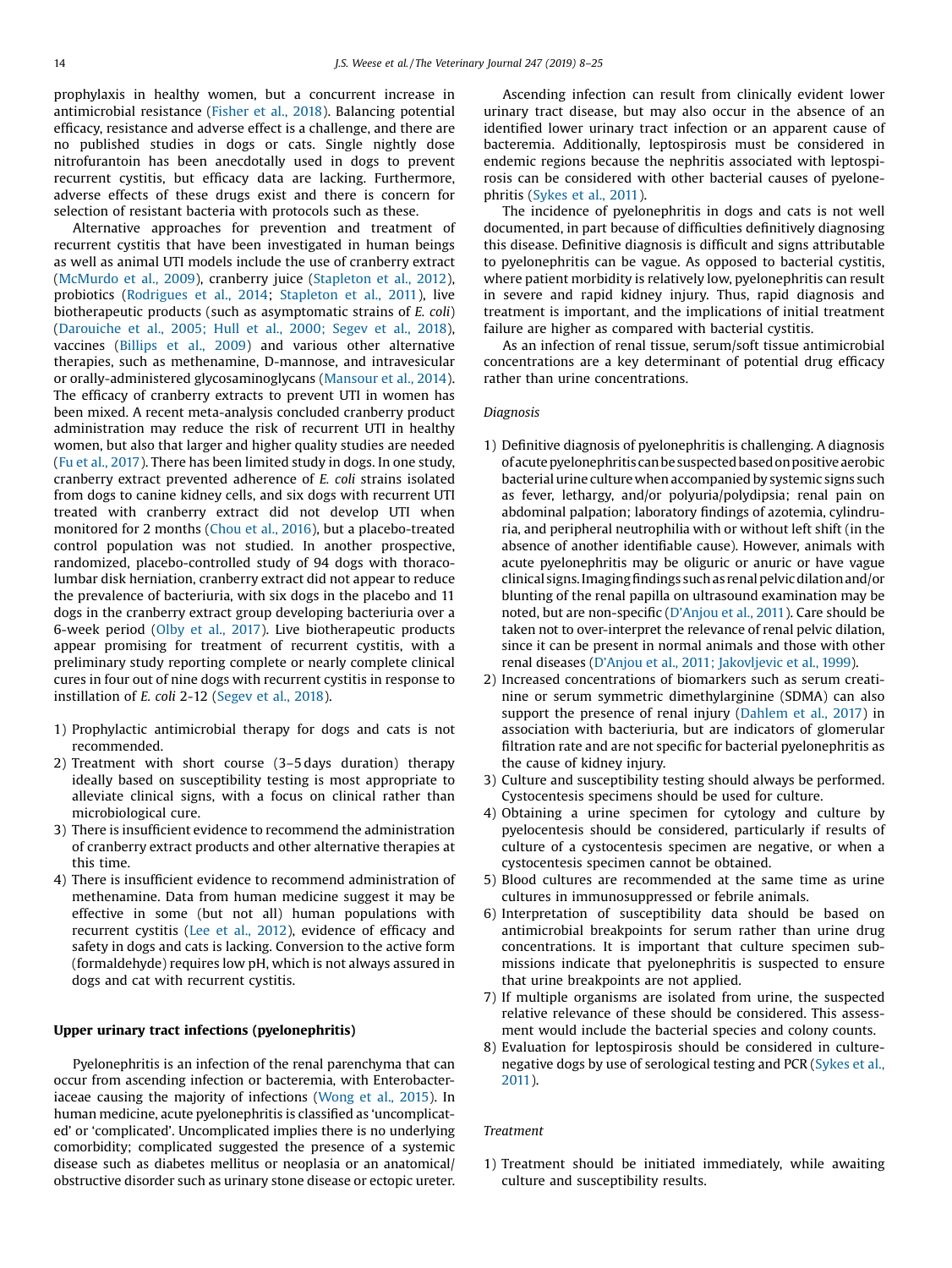prophylaxis in healthy women, but a concurrent increase in antimicrobial resistance (Fisher et al., 2018). Balancing potential efficacy, resistance and adverse effect is a challenge, and there are no published studies in dogs or cats. Single nightly dose nitrofurantoin has been anecdotally used in dogs to prevent recurrent cystitis, but efficacy data are lacking. Furthermore, adverse effects of these drugs exist and there is concern for selection of resistant bacteria with protocols such as these.

Alternative approaches for prevention and treatment of recurrent cystitis that have been investigated in human beings as well as animal UTI models include the use of cranberry extract (McMurdo et al., 2009), cranberry juice (Stapleton et al., 2012), probiotics (Rodrigues et al., 2014; Stapleton et al., 2011), live biotherapeutic products (such as asymptomatic strains of *E. coli*) (Darouiche et al., 2005; Hull et al., 2000; Segev et al., 2018), vaccines (Billips et al., 2009) and various other alternative therapies, such as methenamine, D-mannose, and intravesicular or orally-administered glycosaminoglycans (Mansour et al., 2014). The efficacy of cranberry extracts to prevent UTI in women has been mixed. A recent meta-analysis concluded cranberry product administration may reduce the risk of recurrent UTI in healthy women, but also that larger and higher quality studies are needed (Fu et al., 2017). There has been limited study in dogs. In one study, cranberry extract prevented adherence of *E. coli* strains isolated from dogs to canine kidney cells, and six dogs with recurrent UTI treated with cranberry extract did not develop UTI when monitored for 2 months (Chou et al., 2016), but a placebo-treated control population was not studied. In another prospective, randomized, placebo-controlled study of 94 dogs with thoracolumbar disk herniation, cranberry extract did not appear to reduce the prevalence of bacteriuria, with six dogs in the placebo and 11 dogs in the cranberry extract group developing bacteriuria over a 6-week period (Olby et al., 2017). Live biotherapeutic products appear promising for treatment of recurrent cystitis, with a preliminary study reporting complete or nearly complete clinical cures in four out of nine dogs with recurrent cystitis in response to instillation of *E. coli* 2-12 (Segev et al., 2018).

1) Prophylactic antimicrobial therapy for dogs and cats is not recommended.
2) Treatment with short course (3–5 days duration) therapy ideally based on susceptibility testing is most appropriate to alleviate clinical signs, with a focus on clinical rather than microbiological cure.
3) There is insufficient evidence to recommend the administration of cranberry extract products and other alternative therapies at this time.
4) There is insufficient evidence to recommend administration of methenamine. Data from human medicine suggest it may be effective in some (but not all) human populations with recurrent cystitis (Lee et al., 2012), evidence of efficacy and safety in dogs and cats is lacking. Conversion to the active form (formaldehyde) requires low pH, which is not always assured in dogs and cat with recurrent cystitis.

## Upper urinary tract infections (pyelonephritis)

Pyelonephritis is an infection of the renal parenchyma that can occur from ascending infection or bacteremia, with Enterobacteriaceae causing the majority of infections (Wong et al., 2015). In human medicine, acute pyelonephritis is classified as 'uncomplicated' or 'complicated'. Uncomplicated implies there is no underlying comorbidity; complicated suggested the presence of a systemic disease such as diabetes mellitus or neoplasia or an anatomical/obstructive disorder such as urinary stone disease or ectopic ureter.

Ascending infection can result from clinically evident lower urinary tract disease, but may also occur in the absence of an identified lower urinary tract infection or an apparent cause of bacteremia. Additionally, leptospirosis must be considered in endemic regions because the nephritis associated with leptospirosis can be considered with other bacterial causes of pyelonephritis (Sykes et al., 2011).

The incidence of pyelonephritis in dogs and cats is not well documented, in part because of difficulties definitively diagnosing this disease. Definitive diagnosis is difficult and signs attributable to pyelonephritis can be vague. As opposed to bacterial cystitis, where patient morbidity is relatively low, pyelonephritis can result in severe and rapid kidney injury. Thus, rapid diagnosis and treatment is important, and the implications of initial treatment failure are higher as compared with bacterial cystitis.

As an infection of renal tissue, serum/soft tissue antimicrobial concentrations are a key determinant of potential drug efficacy rather than urine concentrations.

### Diagnosis

1) Definitive diagnosis of pyelonephritis is challenging. A diagnosis of acute pyelonephritis can be suspected based on positive aerobic bacterial urine culture when accompanied by systemic signs such as fever, lethargy, and/or polyuria/polydipsia; renal pain on abdominal palpation; laboratory findings of azotemia, cylindruria, and peripheral neutrophilia with or without left shift (in the absence of another identifiable cause). However, animals with acute pyelonephritis may be oliguric or anuric or have vague clinical signs. Imaging findings such as renal pelvic dilation and/or blunting of the renal papilla on ultrasound examination may be noted, but are non-specific (D'Anjou et al., 2011). Care should be taken not to over-interpret the relevance of renal pelvic dilation, since it can be present in normal animals and those with other renal diseases (D'Anjou et al., 2011; Jakovljevic et al., 1999).
2) Increased concentrations of biomarkers such as serum creatinine or serum symmetric dimethylarginine (SDMA) can also support the presence of renal injury (Dahlem et al., 2017) in association with bacteriuria, but are indicators of glomerular filtration rate and are not specific for bacterial pyelonephritis as the cause of kidney injury.
3) Culture and susceptibility testing should always be performed. Cystocentesis specimens should be used for culture.
4) Obtaining a urine specimen for cytology and culture by pyelocentesis should be considered, particularly if results of culture of a cystocentesis specimen are negative, or when a cystocentesis specimen cannot be obtained.
5) Blood cultures are recommended at the same time as urine cultures in immunosuppressed or febrile animals.
6) Interpretation of susceptibility data should be based on antimicrobial breakpoints for serum rather than urine drug concentrations. It is important that culture specimen submissions indicate that pyelonephritis is suspected to ensure that urine breakpoints are not applied.
7) If multiple organisms are isolated from urine, the suspected relative relevance of these should be considered. This assessment would include the bacterial species and colony counts.
8) Evaluation for leptospirosis should be considered in culture-negative dogs by use of serological testing and PCR (Sykes et al., 2011).

### Treatment

1) Treatment should be initiated immediately, while awaiting culture and susceptibility results.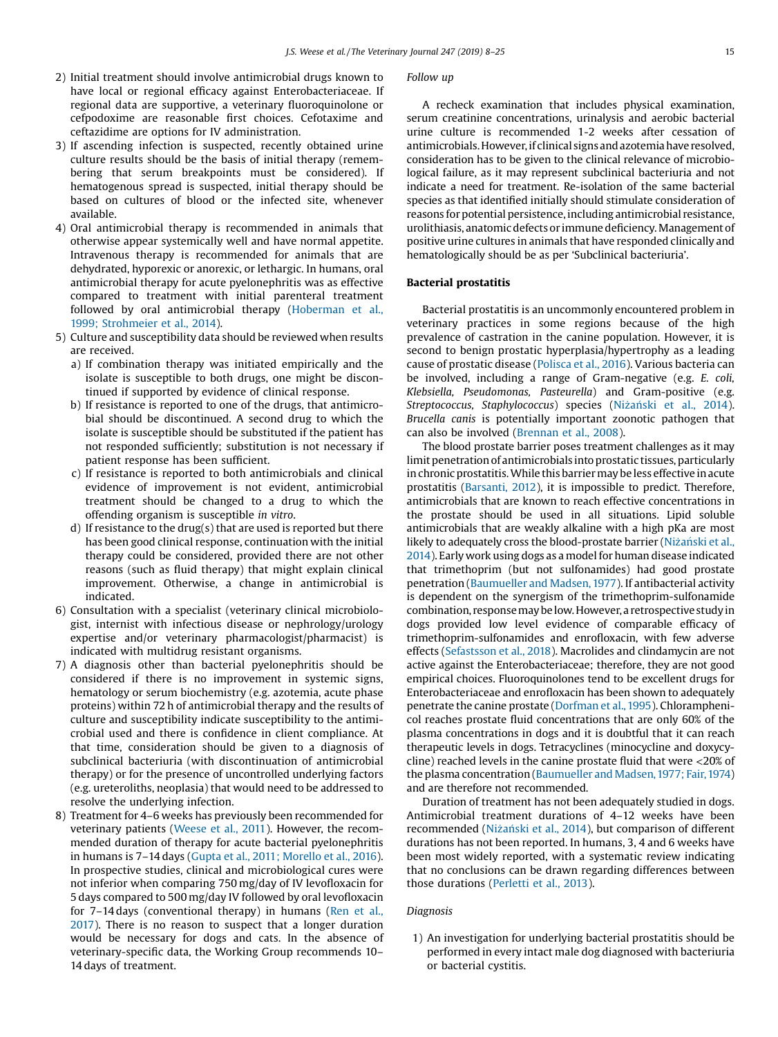2) Initial treatment should involve antimicrobial drugs known to have local or regional efficacy against Enterobacteriaceae. If regional data are supportive, a veterinary fluoroquinolone or cefpodoxime are reasonable first choices. Cefotaxime and ceftazidime are options for IV administration.
3) If ascending infection is suspected, recently obtained urine culture results should be the basis of initial therapy (remembering that serum breakpoints must be considered). If hematogenous spread is suspected, initial therapy should be based on cultures of blood or the infected site, whenever available.
4) Oral antimicrobial therapy is recommended in animals that otherwise appear systemically well and have normal appetite. Intravenous therapy is recommended for animals that are dehydrated, hyporexic or anorexic, or lethargic. In humans, oral antimicrobial therapy for acute pyelonephritis was as effective compared to treatment with initial parenteral treatment followed by oral antimicrobial therapy (Hoberman et al., 1999; Strohmeier et al., 2014).
5) Culture and susceptibility data should be reviewed when results are received.
   a) If combination therapy was initiated empirically and the isolate is susceptible to both drugs, one might be discontinued if supported by evidence of clinical response.
   b) If resistance is reported to one of the drugs, that antimicrobial should be discontinued. A second drug to which the isolate is susceptible should be substituted if the patient has not responded sufficiently; substitution is not necessary if patient response has been sufficient.
   c) If resistance is reported to both antimicrobials and clinical evidence of improvement is not evident, antimicrobial treatment should be changed to a drug to which the offending organism is susceptible *in vitro*.
   d) If resistance to the drug(s) that are used is reported but there has been good clinical response, continuation with the initial therapy could be considered, provided there are not other reasons (such as fluid therapy) that might explain clinical improvement. Otherwise, a change in antimicrobial is indicated.
6) Consultation with a specialist (veterinary clinical microbiologist, internist with infectious disease or nephrology/urology expertise and/or veterinary pharmacologist/pharmacist) is indicated with multidrug resistant organisms.
7) A diagnosis other than bacterial pyelonephritis should be considered if there is no improvement in systemic signs, hematology or serum biochemistry (e.g. azotemia, acute phase proteins) within 72 h of antimicrobial therapy and the results of culture and susceptibility indicate susceptibility to the antimicrobial used and there is confidence in client compliance. At that time, consideration should be given to a diagnosis of subclinical bacteriuria (with discontinuation of antimicrobial therapy) or for the presence of uncontrolled underlying factors (e.g. ureteroliths, neoplasia) that would need to be addressed to resolve the underlying infection.
8) Treatment for 4–6 weeks has previously been recommended for veterinary patients (Weese et al., 2011). However, the recommended duration of therapy for acute bacterial pyelonephritis in humans is 7–14 days (Gupta et al., 2011; Morello et al., 2016). In prospective studies, clinical and microbiological cures were not inferior when comparing 750 mg/day of IV levofloxacin for 5 days compared to 500 mg/day IV followed by oral levofloxacin for 7–14 days (conventional therapy) in humans (Ren et al., 2017). There is no reason to suspect that a longer duration would be necessary for dogs and cats. In the absence of veterinary-specific data, the Working Group recommends 10–14 days of treatment.

### Follow up

A recheck examination that includes physical examination, serum creatinine concentrations, urinalysis and aerobic bacterial urine culture is recommended 1-2 weeks after cessation of antimicrobials. However, if clinical signs and azotemia have resolved, consideration has to be given to the clinical relevance of microbiological failure, as it may represent subclinical bacteriuria and not indicate a need for treatment. Re-isolation of the same bacterial species as that identified initially should stimulate consideration of reasons for potential persistence, including antimicrobial resistance, urolithiasis, anatomic defects or immune deficiency. Management of positive urine cultures in animals that have responded clinically and hematologically should be as per 'Subclinical bacteriuria'.

## Bacterial prostatitis

Bacterial prostatitis is an uncommonly encountered problem in veterinary practices in some regions because of the high prevalence of castration in the canine population. However, it is second to benign prostatic hyperplasia/hypertrophy as a leading cause of prostatic disease (Polisca et al., 2016). Various bacteria can be involved, including a range of Gram-negative (e.g. *E. coli, Klebsiella, Pseudomonas, Pasteurella*) and Gram-positive (e.g. *Streptococcus, Staphylococcus*) species (Niżański et al., 2014). *Brucella canis* is potentially important zoonotic pathogen that can also be involved (Brennan et al., 2008).

The blood prostate barrier poses treatment challenges as it may limit penetration of antimicrobials into prostatic tissues, particularly in chronic prostatitis. While this barrier may be less effective in acute prostatitis (Barsanti, 2012), it is impossible to predict. Therefore, antimicrobials that are known to reach effective concentrations in the prostate should be used in all situations. Lipid soluble antimicrobials that are weakly alkaline with a high pKa are most likely to adequately cross the blood-prostate barrier (Niżański et al., 2014). Early work using dogs as a model for human disease indicated that trimethoprim (but not sulfonamides) had good prostate penetration (Baumueller and Madsen, 1977). If antibacterial activity is dependent on the synergism of the trimethoprim-sulfonamide combination, response may be low. However, a retrospective study in dogs provided low level evidence of comparable efficacy of trimethoprim-sulfonamides and enrofloxacin, with few adverse effects (Sefastsson et al., 2018). Macrolides and clindamycin are not active against the Enterobacteriaceae; therefore, they are not good empirical choices. Fluoroquinolones tend to be excellent drugs for Enterobacteriaceae and enrofloxacin has been shown to adequately penetrate the canine prostate (Dorfman et al., 1995). Chloramphenicol reaches prostate fluid concentrations that are only 60% of the plasma concentrations in dogs and it is doubtful that it can reach therapeutic levels in dogs. Tetracyclines (minocycline and doxycycline) reached levels in the canine prostate fluid that were <20% of the plasma concentration (Baumueller and Madsen, 1977; Fair, 1974) and are therefore not recommended.

Duration of treatment has not been adequately studied in dogs. Antimicrobial treatment durations of 4–12 weeks have been recommended (Niżański et al., 2014), but comparison of different durations has not been reported. In humans, 3, 4 and 6 weeks have been most widely reported, with a systematic review indicating that no conclusions can be drawn regarding differences between those durations (Perletti et al., 2013).

### Diagnosis

1) An investigation for underlying bacterial prostatitis should be performed in every intact male dog diagnosed with bacteriuria or bacterial cystitis.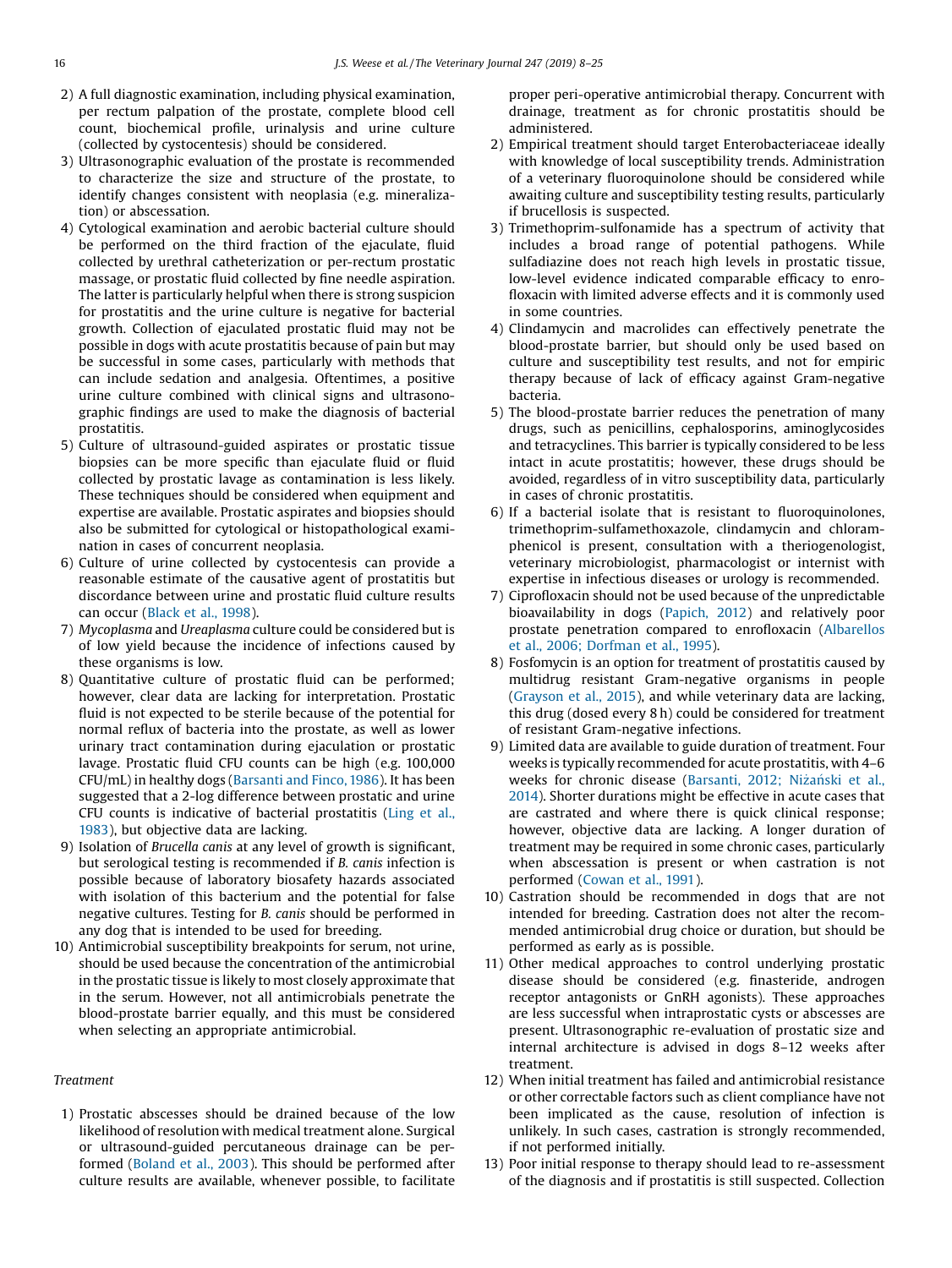2) A full diagnostic examination, including physical examination, per rectum palpation of the prostate, complete blood cell count, biochemical profile, urinalysis and urine culture (collected by cystocentesis) should be considered.
3) Ultrasonographic evaluation of the prostate is recommended to characterize the size and structure of the prostate, to identify changes consistent with neoplasia (e.g. mineralization) or abscessation.
4) Cytological examination and aerobic bacterial culture should be performed on the third fraction of the ejaculate, fluid collected by urethral catheterization or per-rectum prostatic massage, or prostatic fluid collected by fine needle aspiration. The latter is particularly helpful when there is strong suspicion for prostatitis and the urine culture is negative for bacterial growth. Collection of ejaculated prostatic fluid may not be possible in dogs with acute prostatitis because of pain but may be successful in some cases, particularly with methods that can include sedation and analgesia. Oftentimes, a positive urine culture combined with clinical signs and ultrasonographic findings are used to make the diagnosis of bacterial prostatitis.
5) Culture of ultrasound-guided aspirates or prostatic tissue biopsies can be more specific than ejaculate fluid or fluid collected by prostatic lavage as contamination is less likely. These techniques should be considered when equipment and expertise are available. Prostatic aspirates and biopsies should also be submitted for cytological or histopathological examination in cases of concurrent neoplasia.
6) Culture of urine collected by cystocentesis can provide a reasonable estimate of the causative agent of prostatitis but discordance between urine and prostatic fluid culture results can occur (Black et al., 1998).
7) *Mycoplasma* and *Ureaplasma* culture could be considered but is of low yield because the incidence of infections caused by these organisms is low.
8) Quantitative culture of prostatic fluid can be performed; however, clear data are lacking for interpretation. Prostatic fluid is not expected to be sterile because of the potential for normal reflux of bacteria into the prostate, as well as lower urinary tract contamination during ejaculation or prostatic lavage. Prostatic fluid CFU counts can be high (e.g. 100,000 CFU/mL) in healthy dogs (Barsanti and Finco, 1986). It has been suggested that a 2-log difference between prostatic and urine CFU counts is indicative of bacterial prostatitis (Ling et al., 1983), but objective data are lacking.
9) Isolation of *Brucella canis* at any level of growth is significant, but serological testing is recommended if *B. canis* infection is possible because of laboratory biosafety hazards associated with isolation of this bacterium and the potential for false negative cultures. Testing for *B. canis* should be performed in any dog that is intended to be used for breeding.
10) Antimicrobial susceptibility breakpoints for serum, not urine, should be used because the concentration of the antimicrobial in the prostatic tissue is likely to most closely approximate that in the serum. However, not all antimicrobials penetrate the blood-prostate barrier equally, and this must be considered when selecting an appropriate antimicrobial.

*Treatment*

1) Prostatic abscesses should be drained because of the low likelihood of resolution with medical treatment alone. Surgical or ultrasound-guided percutaneous drainage can be performed (Boland et al., 2003). This should be performed after culture results are available, whenever possible, to facilitate proper peri-operative antimicrobial therapy. Concurrent with drainage, treatment as for chronic prostatitis should be administered.
2) Empirical treatment should target Enterobacteriaceae ideally with knowledge of local susceptibility trends. Administration of a veterinary fluoroquinolone should be considered while awaiting culture and susceptibility testing results, particularly if brucellosis is suspected.
3) Trimethoprim-sulfonamide has a spectrum of activity that includes a broad range of potential pathogens. While sulfadiazine does not reach high levels in prostatic tissue, low-level evidence indicated comparable efficacy to enrofloxacin with limited adverse effects and it is commonly used in some countries.
4) Clindamycin and macrolides can effectively penetrate the blood-prostate barrier, but should only be used based on culture and susceptibility test results, and not for empiric therapy because of lack of efficacy against Gram-negative bacteria.
5) The blood-prostate barrier reduces the penetration of many drugs, such as penicillins, cephalosporins, aminoglycosides and tetracyclines. This barrier is typically considered to be less intact in acute prostatitis; however, these drugs should be avoided, regardless of in vitro susceptibility data, particularly in cases of chronic prostatitis.
6) If a bacterial isolate that is resistant to fluoroquinolones, trimethoprim-sulfamethoxazole, clindamycin and chloramphenicol is present, consultation with a theriogenologist, veterinary microbiologist, pharmacologist or internist with expertise in infectious diseases or urology is recommended.
7) Ciprofloxacin should not be used because of the unpredictable bioavailability in dogs (Papich, 2012) and relatively poor prostate penetration compared to enrofloxacin (Albarellos et al., 2006; Dorfman et al., 1995).
8) Fosfomycin is an option for treatment of prostatitis caused by multidrug resistant Gram-negative organisms in people (Grayson et al., 2015), and while veterinary data are lacking, this drug (dosed every 8 h) could be considered for treatment of resistant Gram-negative infections.
9) Limited data are available to guide duration of treatment. Four weeks is typically recommended for acute prostatitis, with 4–6 weeks for chronic disease (Barsanti, 2012; Niżański et al., 2014). Shorter durations might be effective in acute cases that are castrated and where there is quick clinical response; however, objective data are lacking. A longer duration of treatment may be required in some chronic cases, particularly when abscessation is present or when castration is not performed (Cowan et al., 1991).
10) Castration should be recommended in dogs that are not intended for breeding. Castration does not alter the recommended antimicrobial drug choice or duration, but should be performed as early as is possible.
11) Other medical approaches to control underlying prostatic disease should be considered (e.g. finasteride, androgen receptor antagonists or GnRH agonists). These approaches are less successful when intraprostatic cysts or abscesses are present. Ultrasonographic re-evaluation of prostatic size and internal architecture is advised in dogs 8–12 weeks after treatment.
12) When initial treatment has failed and antimicrobial resistance or other correctable factors such as client compliance have not been implicated as the cause, resolution of infection is unlikely. In such cases, castration is strongly recommended, if not performed initially.
13) Poor initial response to therapy should lead to re-assessment of the diagnosis and if prostatitis is still suspected. Collection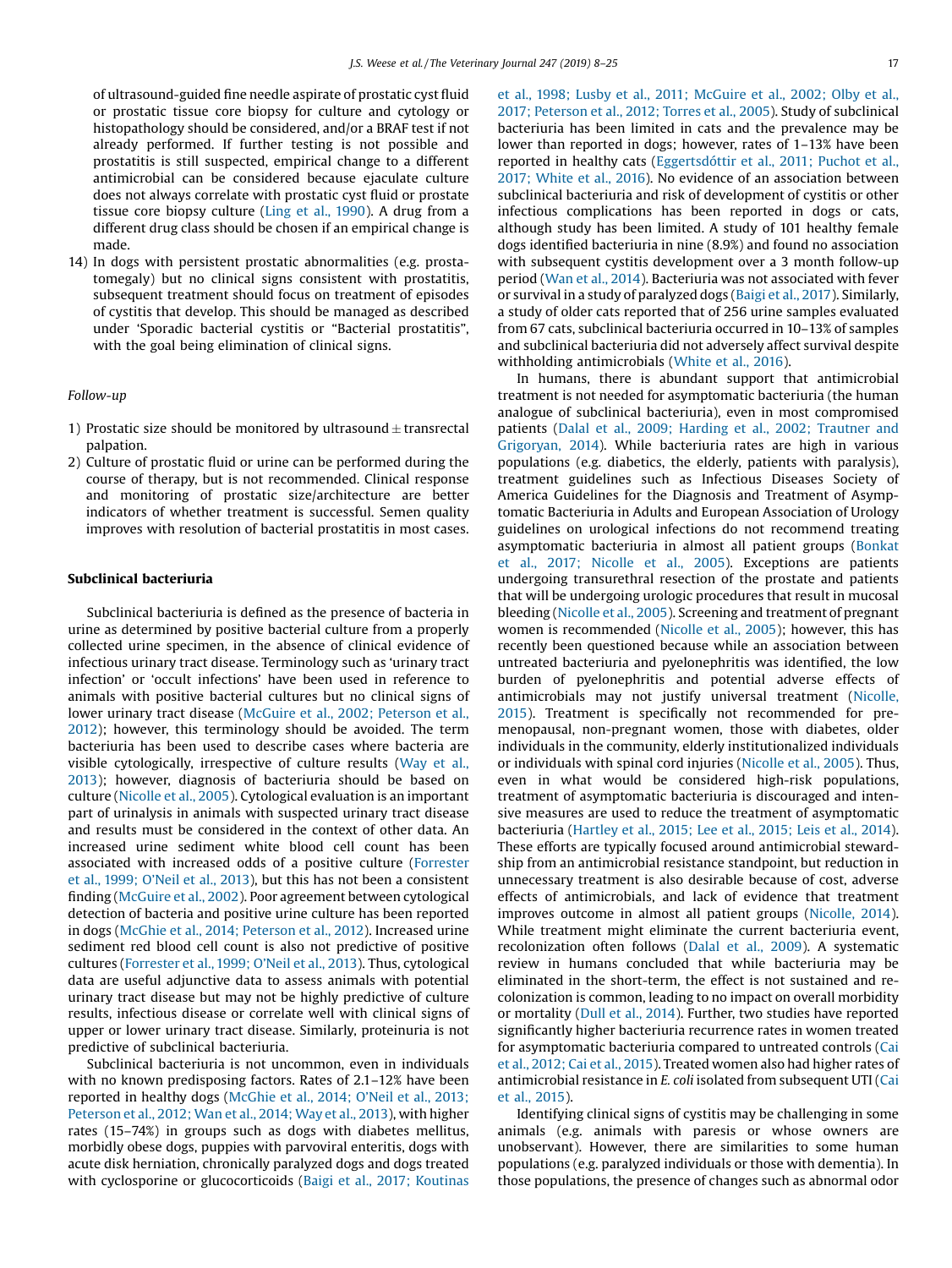of ultrasound-guided fine needle aspirate of prostatic cyst fluid or prostatic tissue core biopsy for culture and cytology or histopathology should be considered, and/or a BRAF test if not already performed. If further testing is not possible and prostatitis is still suspected, empirical change to a different antimicrobial can be considered because ejaculate culture does not always correlate with prostatic cyst fluid or prostate tissue core biopsy culture (Ling et al., 1990). A drug from a different drug class should be chosen if an empirical change is made.

14) In dogs with persistent prostatic abnormalities (e.g. prostatomegaly) but no clinical signs consistent with prostatitis, subsequent treatment should focus on treatment of episodes of cystitis that develop. This should be managed as described under 'Sporadic bacterial cystitis or "Bacterial prostatitis", with the goal being elimination of clinical signs.

*Follow-up*

1) Prostatic size should be monitored by ultrasound ± transrectal palpation.
2) Culture of prostatic fluid or urine can be performed during the course of therapy, but is not recommended. Clinical response and monitoring of prostatic size/architecture are better indicators of whether treatment is successful. Semen quality improves with resolution of bacterial prostatitis in most cases.

## Subclinical bacteriuria

Subclinical bacteriuria is defined as the presence of bacteria in urine as determined by positive bacterial culture from a properly collected urine specimen, in the absence of clinical evidence of infectious urinary tract disease. Terminology such as 'urinary tract infection' or 'occult infections' have been used in reference to animals with positive bacterial cultures but no clinical signs of lower urinary tract disease (McGuire et al., 2002; Peterson et al., 2012); however, this terminology should be avoided. The term bacteriuria has been used to describe cases where bacteria are visible cytologically, irrespective of culture results (Way et al., 2013); however, diagnosis of bacteriuria should be based on culture (Nicolle et al., 2005). Cytological evaluation is an important part of urinalysis in animals with suspected urinary tract disease and results must be considered in the context of other data. An increased urine sediment white blood cell count has been associated with increased odds of a positive culture (Forrester et al., 1999; O'Neil et al., 2013), but this has not been a consistent finding (McGuire et al., 2002). Poor agreement between cytological detection of bacteria and positive urine culture has been reported in dogs (McGhie et al., 2014; Peterson et al., 2012). Increased urine sediment red blood cell count is also not predictive of positive cultures (Forrester et al., 1999; O'Neil et al., 2013). Thus, cytological data are useful adjunctive data to assess animals with potential urinary tract disease but may not be highly predictive of culture results, infectious disease or correlate well with clinical signs of upper or lower urinary tract disease. Similarly, proteinuria is not predictive of subclinical bacteriuria.

Subclinical bacteriuria is not uncommon, even in individuals with no known predisposing factors. Rates of 2.1–12% have been reported in healthy dogs (McGhie et al., 2014; O'Neil et al., 2013; Peterson et al., 2012; Wan et al., 2014; Way et al., 2013), with higher rates (15–74%) in groups such as dogs with diabetes mellitus, morbidly obese dogs, puppies with parvoviral enteritis, dogs with acute disk herniation, chronically paralyzed dogs and dogs treated with cyclosporine or glucocorticoids (Baigi et al., 2017; Koutinas et al., 1998; Lusby et al., 2011; McGuire et al., 2002; Olby et al., 2017; Peterson et al., 2012; Torres et al., 2005). Study of subclinical bacteriuria has been limited in cats and the prevalence may be lower than reported in dogs; however, rates of 1–13% have been reported in healthy cats (Eggertsdóttir et al., 2011; Puchot et al., 2017; White et al., 2016). No evidence of an association between subclinical bacteriuria and risk of development of cystitis or other infectious complications has been reported in dogs or cats, although study has been limited. A study of 101 healthy female dogs identified bacteriuria in nine (8.9%) and found no association with subsequent cystitis development over a 3 month follow-up period (Wan et al., 2014). Bacteriuria was not associated with fever or survival in a study of paralyzed dogs (Baigi et al., 2017). Similarly, a study of older cats reported that of 256 urine samples evaluated from 67 cats, subclinical bacteriuria occurred in 10–13% of samples and subclinical bacteriuria did not adversely affect survival despite withholding antimicrobials (White et al., 2016).

In humans, there is abundant support that antimicrobial treatment is not needed for asymptomatic bacteriuria (the human analogue of subclinical bacteriuria), even in most compromised patients (Dalal et al., 2009; Harding et al., 2002; Trautner and Grigoryan, 2014). While bacteriuria rates are high in various populations (e.g. diabetics, the elderly, patients with paralysis), treatment guidelines such as Infectious Diseases Society of America Guidelines for the Diagnosis and Treatment of Asymptomatic Bacteriuria in Adults and European Association of Urology guidelines on urological infections do not recommend treating asymptomatic bacteriuria in almost all patient groups (Bonkat et al., 2017; Nicolle et al., 2005). Exceptions are patients undergoing transurethral resection of the prostate and patients that will be undergoing urologic procedures that result in mucosal bleeding (Nicolle et al., 2005). Screening and treatment of pregnant women is recommended (Nicolle et al., 2005); however, this has recently been questioned because while an association between untreated bacteriuria and pyelonephritis was identified, the low burden of pyelonephritis and potential adverse effects of antimicrobials may not justify universal treatment (Nicolle, 2015). Treatment is specifically not recommended for premenopausal, non-pregnant women, those with diabetes, older individuals in the community, elderly institutionalized individuals or individuals with spinal cord injuries (Nicolle et al., 2005). Thus, even in what would be considered high-risk populations, treatment of asymptomatic bacteriuria is discouraged and intensive measures are used to reduce the treatment of asymptomatic bacteriuria (Hartley et al., 2015; Lee et al., 2015; Leis et al., 2014). These efforts are typically focused around antimicrobial stewardship from an antimicrobial resistance standpoint, but reduction in unnecessary treatment is also desirable because of cost, adverse effects of antimicrobials, and lack of evidence that treatment improves outcome in almost all patient groups (Nicolle, 2014). While treatment might eliminate the current bacteriuria event, recolonization often follows (Dalal et al., 2009). A systematic review in humans concluded that while bacteriuria may be eliminated in the short-term, the effect is not sustained and recolonization is common, leading to no impact on overall morbidity or mortality (Dull et al., 2014). Further, two studies have reported significantly higher bacteriuria recurrence rates in women treated for asymptomatic bacteriuria compared to untreated controls (Cai et al., 2012; Cai et al., 2015). Treated women also had higher rates of antimicrobial resistance in *E. coli* isolated from subsequent UTI (Cai et al., 2015).

Identifying clinical signs of cystitis may be challenging in some animals (e.g. animals with paresis or whose owners are unobservant). However, there are similarities to some human populations (e.g. paralyzed individuals or those with dementia). In those populations, the presence of changes such as abnormal odor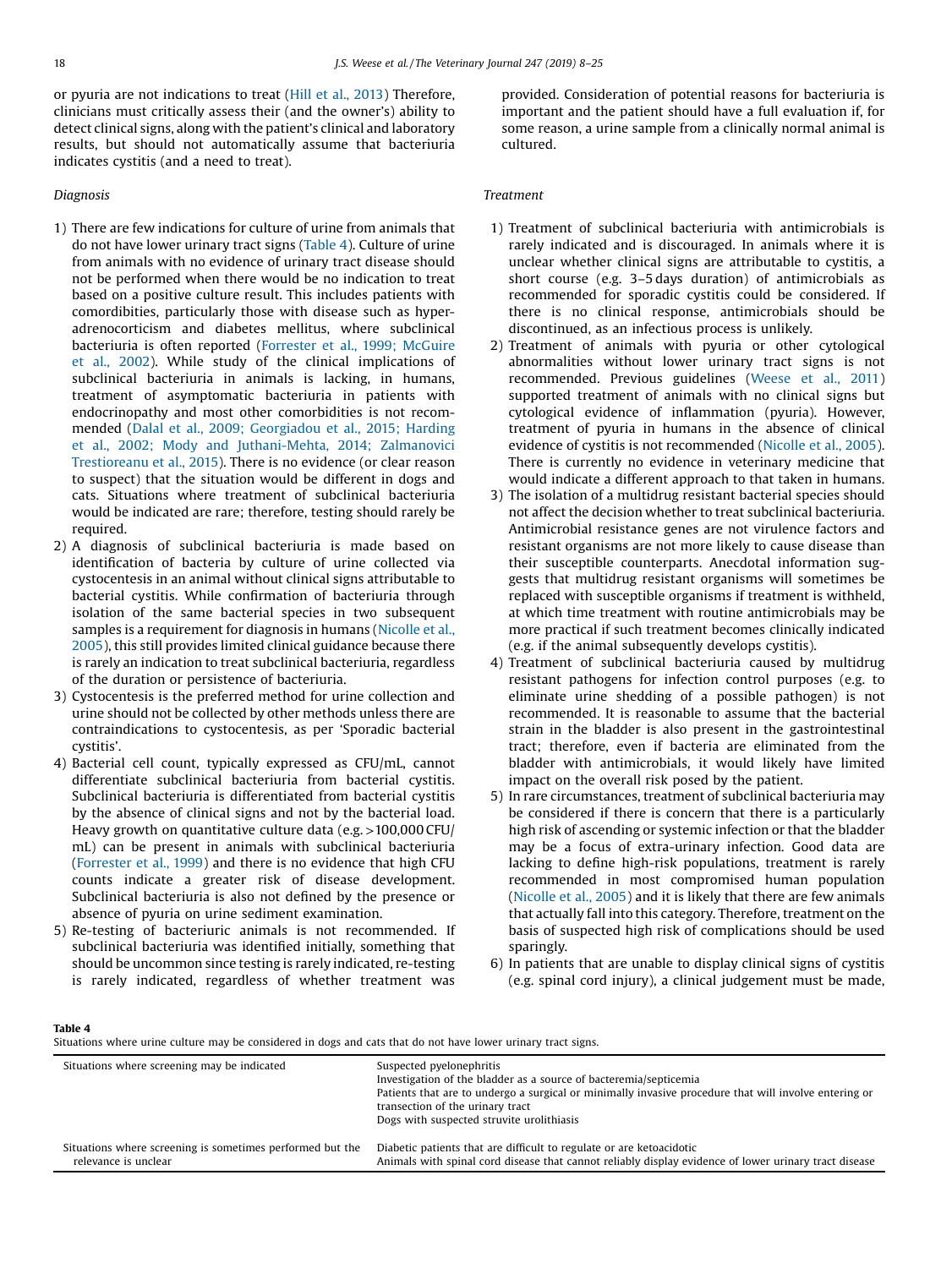or pyuria are not indications to treat (Hill et al., 2013) Therefore, clinicians must critically assess their (and the owner's) ability to detect clinical signs, along with the patient's clinical and laboratory results, but should not automatically assume that bacteriuria indicates cystitis (and a need to treat).

*Diagnosis*

1) There are few indications for culture of urine from animals that do not have lower urinary tract signs (Table 4). Culture of urine from animals with no evidence of urinary tract disease should not be performed when there would be no indication to treat based on a positive culture result. This includes patients with comorbidities, particularly those with disease such as hyperadrenocorticism and diabetes mellitus, where subclinical bacteriuria is often reported (Forrester et al., 1999; McGuire et al., 2002). While study of the clinical implications of subclinical bacteriuria in animals is lacking, in humans, treatment of asymptomatic bacteriuria in patients with endocrinopathy and most other comorbidities is not recommended (Dalal et al., 2009; Georgiadou et al., 2015; Harding et al., 2002; Mody and Juthani-Mehta, 2014; Zalmanovici Trestioreanu et al., 2015). There is no evidence (or clear reason to suspect) that the situation would be different in dogs and cats. Situations where treatment of subclinical bacteriuria would be indicated are rare; therefore, testing should rarely be required.
2) A diagnosis of subclinical bacteriuria is made based on identification of bacteria by culture of urine collected via cystocentesis in an animal without clinical signs attributable to bacterial cystitis. While confirmation of bacteriuria through isolation of the same bacterial species in two subsequent samples is a requirement for diagnosis in humans (Nicolle et al., 2005), this still provides limited clinical guidance because there is rarely an indication to treat subclinical bacteriuria, regardless of the duration or persistence of bacteriuria.
3) Cystocentesis is the preferred method for urine collection and urine should not be collected by other methods unless there are contraindications to cystocentesis, as per 'Sporadic bacterial cystitis'.
4) Bacterial cell count, typically expressed as CFU/mL, cannot differentiate subclinical bacteriuria from bacterial cystitis. Subclinical bacteriuria is differentiated from bacterial cystitis by the absence of clinical signs and not by the bacterial load. Heavy growth on quantitative culture data (e.g. >100,000 CFU/mL) can be present in animals with subclinical bacteriuria (Forrester et al., 1999) and there is no evidence that high CFU counts indicate a greater risk of disease development. Subclinical bacteriuria is also not defined by the presence or absence of pyuria on urine sediment examination.
5) Re-testing of bacteriuric animals is not recommended. If subclinical bacteriuria was identified initially, something that should be uncommon since testing is rarely indicated, re-testing is rarely indicated, regardless of whether treatment was provided. Consideration of potential reasons for bacteriuria is important and the patient should have a full evaluation if, for some reason, a urine sample from a clinically normal animal is cultured.

*Treatment*

1) Treatment of subclinical bacteriuria with antimicrobials is rarely indicated and is discouraged. In animals where it is unclear whether clinical signs are attributable to cystitis, a short course (e.g. 3–5 days duration) of antimicrobials as recommended for sporadic cystitis could be considered. If there is no clinical response, antimicrobials should be discontinued, as an infectious process is unlikely.
2) Treatment of animals with pyuria or other cytological abnormalities without lower urinary tract signs is not recommended. Previous guidelines (Weese et al., 2011) supported treatment of animals with no clinical signs but cytological evidence of inflammation (pyuria). However, treatment of pyuria in humans in the absence of clinical evidence of cystitis is not recommended (Nicolle et al., 2005). There is currently no evidence in veterinary medicine that would indicate a different approach to that taken in humans.
3) The isolation of a multidrug resistant bacterial species should not affect the decision whether to treat subclinical bacteriuria. Antimicrobial resistance genes are not virulence factors and resistant organisms are not more likely to cause disease than their susceptible counterparts. Anecdotal information suggests that multidrug resistant organisms will sometimes be replaced with susceptible organisms if treatment is withheld, at which time treatment with routine antimicrobials may be more practical if such treatment becomes clinically indicated (e.g. if the animal subsequently develops cystitis).
4) Treatment of subclinical bacteriuria caused by multidrug resistant pathogens for infection control purposes (e.g. to eliminate urine shedding of a possible pathogen) is not recommended. It is reasonable to assume that the bacterial strain in the bladder is also present in the gastrointestinal tract; therefore, even if bacteria are eliminated from the bladder with antimicrobials, it would likely have limited impact on the overall risk posed by the patient.
5) In rare circumstances, treatment of subclinical bacteriuria may be considered if there is concern that there is a particularly high risk of ascending or systemic infection or that the bladder may be a focus of extra-urinary infection. Good data are lacking to define high-risk populations, treatment is rarely recommended in most compromised human population (Nicolle et al., 2005) and it is likely that there are few animals that actually fall into this category. Therefore, treatment on the basis of suspected high risk of complications should be used sparingly.
6) In patients that are unable to display clinical signs of cystitis (e.g. spinal cord injury), a clinical judgement must be made,

**Table 4**
Situations where urine culture may be considered in dogs and cats that do not have lower urinary tract signs.

| | |
|---|---|
| Situations where screening may be indicated | Suspected pyelonephritis<br>Investigation of the bladder as a source of bacteremia/septicemia<br>Patients that are to undergo a surgical or minimally invasive procedure that will involve entering or transection of the urinary tract<br>Dogs with suspected struvite urolithiasis |
| Situations where screening is sometimes performed but the relevance is unclear | Diabetic patients that are difficult to regulate or are ketoacidotic<br>Animals with spinal cord disease that cannot reliably display evidence of lower urinary tract disease |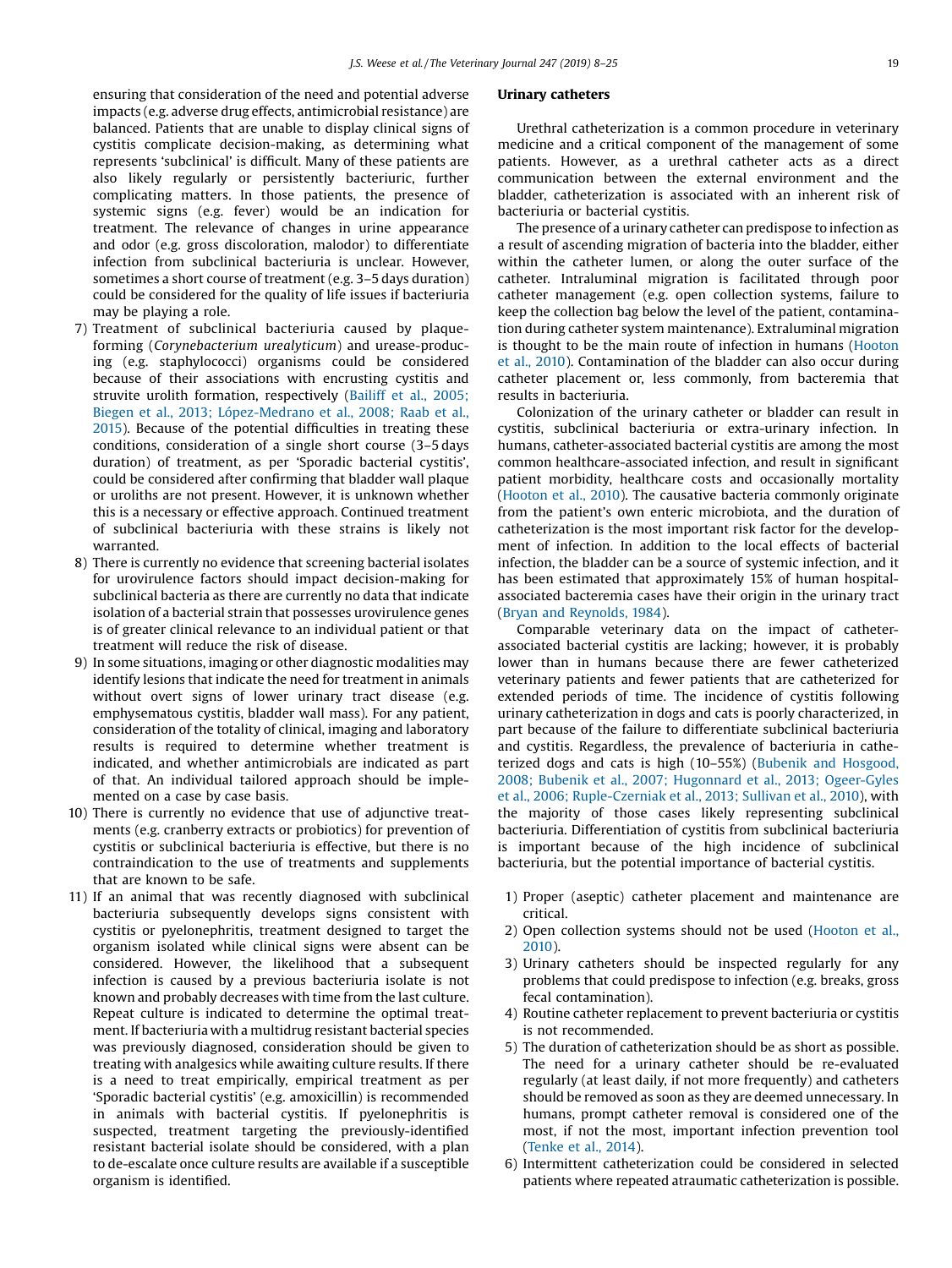ensuring that consideration of the need and potential adverse impacts (e.g. adverse drug effects, antimicrobial resistance) are balanced. Patients that are unable to display clinical signs of cystitis complicate decision-making, as determining what represents 'subclinical' is difficult. Many of these patients are also likely regularly or persistently bacteriuric, further complicating matters. In those patients, the presence of systemic signs (e.g. fever) would be an indication for treatment. The relevance of changes in urine appearance and odor (e.g. gross discoloration, malodor) to differentiate infection from subclinical bacteriuria is unclear. However, sometimes a short course of treatment (e.g. 3–5 days duration) could be considered for the quality of life issues if bacteriuria may be playing a role.

7) Treatment of subclinical bacteriuria caused by plaque-forming (*Corynebacterium urealyticum*) and urease-producing (e.g. staphylococci) organisms could be considered because of their associations with encrusting cystitis and struvite urolith formation, respectively (Bailiff et al., 2005; Biegen et al., 2013; López-Medrano et al., 2008; Raab et al., 2015). Because of the potential difficulties in treating these conditions, consideration of a single short course (3–5 days duration) of treatment, as per 'Sporadic bacterial cystitis', could be considered after confirming that bladder wall plaque or uroliths are not present. However, it is unknown whether this is a necessary or effective approach. Continued treatment of subclinical bacteriuria with these strains is likely not warranted.
8) There is currently no evidence that screening bacterial isolates for urovirulence factors should impact decision-making for subclinical bacteria as there are currently no data that indicate isolation of a bacterial strain that possesses urovirulence genes is of greater clinical relevance to an individual patient or that treatment will reduce the risk of disease.
9) In some situations, imaging or other diagnostic modalities may identify lesions that indicate the need for treatment in animals without overt signs of lower urinary tract disease (e.g. emphysematous cystitis, bladder wall mass). For any patient, consideration of the totality of clinical, imaging and laboratory results is required to determine whether treatment is indicated, and whether antimicrobials are indicated as part of that. An individual tailored approach should be implemented on a case by case basis.
10) There is currently no evidence that use of adjunctive treatments (e.g. cranberry extracts or probiotics) for prevention of cystitis or subclinical bacteriuria is effective, but there is no contraindication to the use of treatments and supplements that are known to be safe.
11) If an animal that was recently diagnosed with subclinical bacteriuria subsequently develops signs consistent with cystitis or pyelonephritis, treatment designed to target the organism isolated while clinical signs were absent can be considered. However, the likelihood that a subsequent infection is caused by a previous bacteriuria isolate is not known and probably decreases with time from the last culture. Repeat culture is indicated to determine the optimal treatment. If bacteriuria with a multidrug resistant bacterial species was previously diagnosed, consideration should be given to treating with analgesics while awaiting culture results. If there is a need to treat empirically, empirical treatment as per 'Sporadic bacterial cystitis' (e.g. amoxicillin) is recommended in animals with bacterial cystitis. If pyelonephritis is suspected, treatment targeting the previously-identified resistant bacterial isolate should be considered, with a plan to de-escalate once culture results are available if a susceptible organism is identified.

## Urinary catheters

Urethral catheterization is a common procedure in veterinary medicine and a critical component of the management of some patients. However, as a urethral catheter acts as a direct communication between the external environment and the bladder, catheterization is associated with an inherent risk of bacteriuria or bacterial cystitis.

The presence of a urinary catheter can predispose to infection as a result of ascending migration of bacteria into the bladder, either within the catheter lumen, or along the outer surface of the catheter. Intraluminal migration is facilitated through poor catheter management (e.g. open collection systems, failure to keep the collection bag below the level of the patient, contamination during catheter system maintenance). Extraluminal migration is thought to be the main route of infection in humans (Hooton et al., 2010). Contamination of the bladder can also occur during catheter placement or, less commonly, from bacteremia that results in bacteriuria.

Colonization of the urinary catheter or bladder can result in cystitis, subclinical bacteriuria or extra-urinary infection. In humans, catheter-associated bacterial cystitis are among the most common healthcare-associated infection, and result in significant patient morbidity, healthcare costs and occasionally mortality (Hooton et al., 2010). The causative bacteria commonly originate from the patient's own enteric microbiota, and the duration of catheterization is the most important risk factor for the development of infection. In addition to the local effects of bacterial infection, the bladder can be a source of systemic infection, and it has been estimated that approximately 15% of human hospital-associated bacteremia cases have their origin in the urinary tract (Bryan and Reynolds, 1984).

Comparable veterinary data on the impact of catheter-associated bacterial cystitis are lacking; however, it is probably lower than in humans because there are fewer catheterized veterinary patients and fewer patients that are catheterized for extended periods of time. The incidence of cystitis following urinary catheterization in dogs and cats is poorly characterized, in part because of the failure to differentiate subclinical bacteriuria and cystitis. Regardless, the prevalence of bacteriuria in catheterized dogs and cats is high (10–55%) (Bubenik and Hosgood, 2008; Bubenik et al., 2007; Hugonnard et al., 2013; Ogeer-Gyles et al., 2006; Ruple-Czerniak et al., 2013; Sullivan et al., 2010), with the majority of those cases likely representing subclinical bacteriuria. Differentiation of cystitis from subclinical bacteriuria is important because of the high incidence of subclinical bacteriuria, but the potential importance of bacterial cystitis.

1) Proper (aseptic) catheter placement and maintenance are critical.
2) Open collection systems should not be used (Hooton et al., 2010).
3) Urinary catheters should be inspected regularly for any problems that could predispose to infection (e.g. breaks, gross fecal contamination).
4) Routine catheter replacement to prevent bacteriuria or cystitis is not recommended.
5) The duration of catheterization should be as short as possible. The need for a urinary catheter should be re-evaluated regularly (at least daily, if not more frequently) and catheters should be removed as soon as they are deemed unnecessary. In humans, prompt catheter removal is considered one of the most, if not the most, important infection prevention tool (Tenke et al., 2014).
6) Intermittent catheterization could be considered in selected patients where repeated atraumatic catheterization is possible.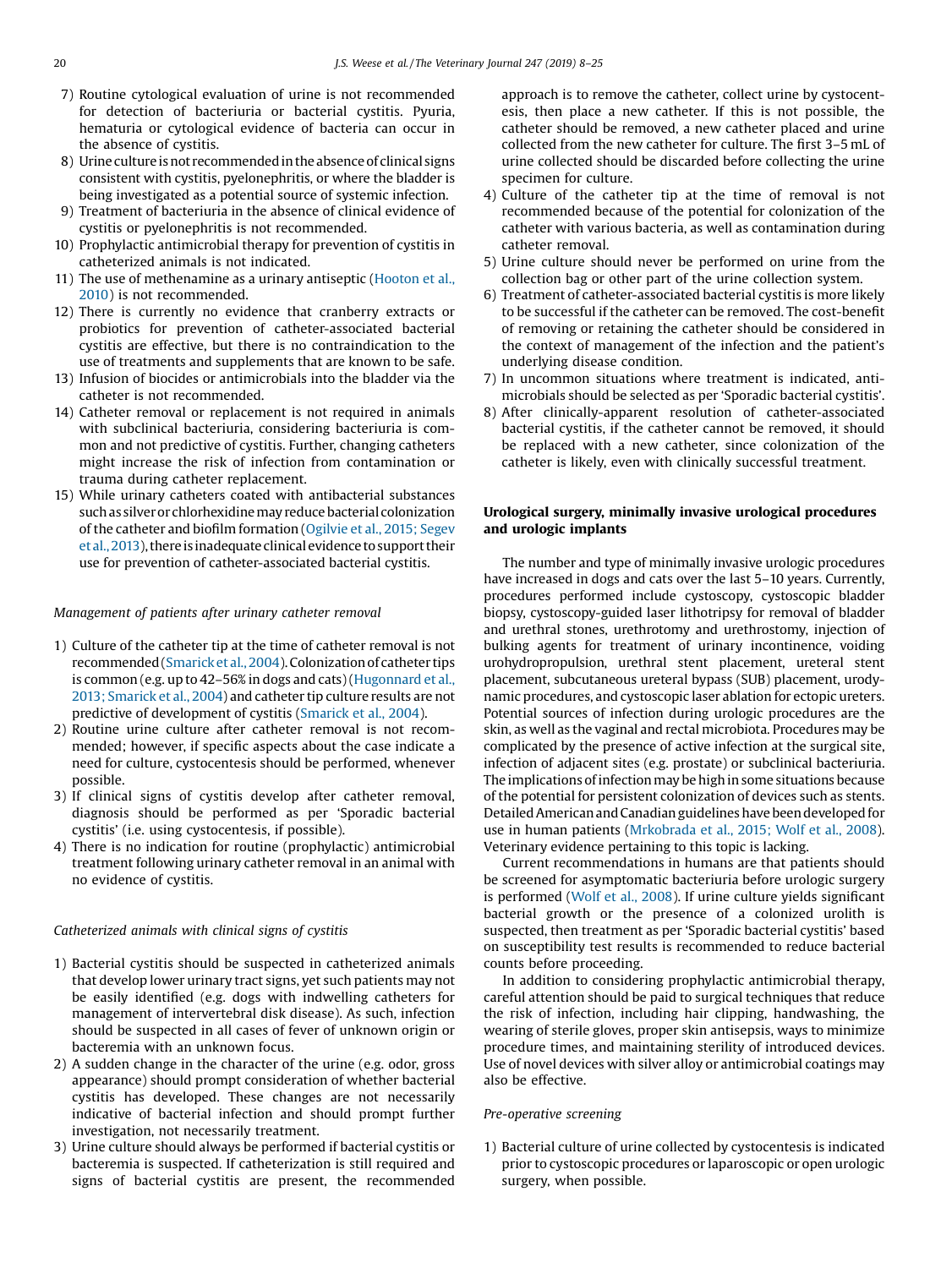7) Routine cytological evaluation of urine is not recommended for detection of bacteriuria or bacterial cystitis. Pyuria, hematuria or cytological evidence of bacteria can occur in the absence of cystitis.
8) Urine culture is not recommended in the absence of clinical signs consistent with cystitis, pyelonephritis, or where the bladder is being investigated as a potential source of systemic infection.
9) Treatment of bacteriuria in the absence of clinical evidence of cystitis or pyelonephritis is not recommended.
10) Prophylactic antimicrobial therapy for prevention of cystitis in catheterized animals is not indicated.
11) The use of methenamine as a urinary antiseptic (Hooton et al., 2010) is not recommended.
12) There is currently no evidence that cranberry extracts or probiotics for prevention of catheter-associated bacterial cystitis are effective, but there is no contraindication to the use of treatments and supplements that are known to be safe.
13) Infusion of biocides or antimicrobials into the bladder via the catheter is not recommended.
14) Catheter removal or replacement is not required in animals with subclinical bacteriuria, considering bacteriuria is common and not predictive of cystitis. Further, changing catheters might increase the risk of infection from contamination or trauma during catheter replacement.
15) While urinary catheters coated with antibacterial substances such as silver or chlorhexidine may reduce bacterial colonization of the catheter and biofilm formation (Ogilvie et al., 2015; Segev et al., 2013), there is inadequate clinical evidence to support their use for prevention of catheter-associated bacterial cystitis.

*Management of patients after urinary catheter removal*

1) Culture of the catheter tip at the time of catheter removal is not recommended (Smarick et al., 2004). Colonization of catheter tips is common (e.g. up to 42–56% in dogs and cats) (Hugonnard et al., 2013; Smarick et al., 2004) and catheter tip culture results are not predictive of development of cystitis (Smarick et al., 2004).
2) Routine urine culture after catheter removal is not recommended; however, if specific aspects about the case indicate a need for culture, cystocentesis should be performed, whenever possible.
3) If clinical signs of cystitis develop after catheter removal, diagnosis should be performed as per 'Sporadic bacterial cystitis' (i.e. using cystocentesis, if possible).
4) There is no indication for routine (prophylactic) antimicrobial treatment following urinary catheter removal in an animal with no evidence of cystitis.

*Catheterized animals with clinical signs of cystitis*

1) Bacterial cystitis should be suspected in catheterized animals that develop lower urinary tract signs, yet such patients may not be easily identified (e.g. dogs with indwelling catheters for management of intervertebral disk disease). As such, infection should be suspected in all cases of fever of unknown origin or bacteremia with an unknown focus.
2) A sudden change in the character of the urine (e.g. odor, gross appearance) should prompt consideration of whether bacterial cystitis has developed. These changes are not necessarily indicative of bacterial infection and should prompt further investigation, not necessarily treatment.
3) Urine culture should always be performed if bacterial cystitis or bacteremia is suspected. If catheterization is still required and signs of bacterial cystitis are present, the recommended approach is to remove the catheter, collect urine by cystocentesis, then place a new catheter. If this is not possible, the catheter should be removed, a new catheter placed and urine collected from the new catheter for culture. The first 3–5 mL of urine collected should be discarded before collecting the urine specimen for culture.
4) Culture of the catheter tip at the time of removal is not recommended because of the potential for colonization of the catheter with various bacteria, as well as contamination during catheter removal.
5) Urine culture should never be performed on urine from the collection bag or other part of the urine collection system.
6) Treatment of catheter-associated bacterial cystitis is more likely to be successful if the catheter can be removed. The cost-benefit of removing or retaining the catheter should be considered in the context of management of the infection and the patient's underlying disease condition.
7) In uncommon situations where treatment is indicated, antimicrobials should be selected as per 'Sporadic bacterial cystitis'.
8) After clinically-apparent resolution of catheter-associated bacterial cystitis, if the catheter cannot be removed, it should be replaced with a new catheter, since colonization of the catheter is likely, even with clinically successful treatment.

## Urological surgery, minimally invasive urological procedures and urologic implants

The number and type of minimally invasive urologic procedures have increased in dogs and cats over the last 5–10 years. Currently, procedures performed include cystoscopy, cystoscopic bladder biopsy, cystoscopy-guided laser lithotripsy for removal of bladder and urethral stones, urethrotomy and urethrostomy, injection of bulking agents for treatment of urinary incontinence, voiding urohydropropulsion, urethral stent placement, ureteral stent placement, subcutaneous ureteral bypass (SUB) placement, urodynamic procedures, and cystoscopic laser ablation for ectopic ureters. Potential sources of infection during urologic procedures are the skin, as well as the vaginal and rectal microbiota. Procedures may be complicated by the presence of active infection at the surgical site, infection of adjacent sites (e.g. prostate) or subclinical bacteriuria. The implications of infection may be high in some situations because of the potential for persistent colonization of devices such as stents. Detailed American and Canadian guidelines have been developed for use in human patients (Mrkobrada et al., 2015; Wolf et al., 2008). Veterinary evidence pertaining to this topic is lacking.

Current recommendations in humans are that patients should be screened for asymptomatic bacteriuria before urologic surgery is performed (Wolf et al., 2008). If urine culture yields significant bacterial growth or the presence of a colonized urolith is suspected, then treatment as per 'Sporadic bacterial cystitis' based on susceptibility test results is recommended to reduce bacterial counts before proceeding.

In addition to considering prophylactic antimicrobial therapy, careful attention should be paid to surgical techniques that reduce the risk of infection, including hair clipping, handwashing, the wearing of sterile gloves, proper skin antisepsis, ways to minimize procedure times, and maintaining sterility of introduced devices. Use of novel devices with silver alloy or antimicrobial coatings may also be effective.

*Pre-operative screening*

1) Bacterial culture of urine collected by cystocentesis is indicated prior to cystoscopic procedures or laparoscopic or open urologic surgery, when possible.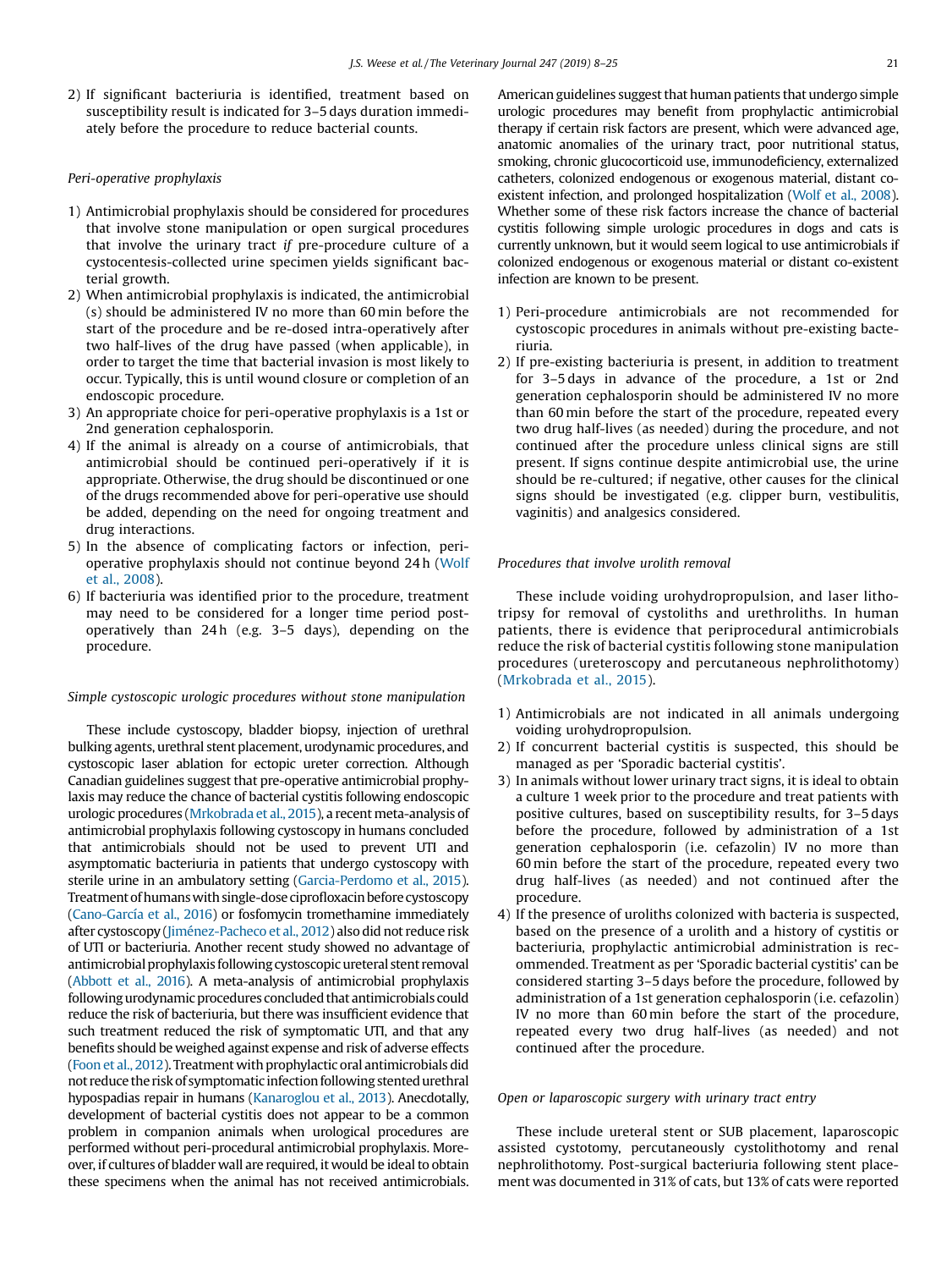2) If significant bacteriuria is identified, treatment based on susceptibility result is indicated for 3–5 days duration immediately before the procedure to reduce bacterial counts.

*Peri-operative prophylaxis*

1) Antimicrobial prophylaxis should be considered for procedures that involve stone manipulation or open surgical procedures that involve the urinary tract *if* pre-procedure culture of a cystocentesis-collected urine specimen yields significant bacterial growth.
2) When antimicrobial prophylaxis is indicated, the antimicrobial (s) should be administered IV no more than 60 min before the start of the procedure and be re-dosed intra-operatively after two half-lives of the drug have passed (when applicable), in order to target the time that bacterial invasion is most likely to occur. Typically, this is until wound closure or completion of an endoscopic procedure.
3) An appropriate choice for peri-operative prophylaxis is a 1st or 2nd generation cephalosporin.
4) If the animal is already on a course of antimicrobials, that antimicrobial should be continued peri-operatively if it is appropriate. Otherwise, the drug should be discontinued or one of the drugs recommended above for peri-operative use should be added, depending on the need for ongoing treatment and drug interactions.
5) In the absence of complicating factors or infection, peri-operative prophylaxis should not continue beyond 24 h (Wolf et al., 2008).
6) If bacteriuria was identified prior to the procedure, treatment may need to be considered for a longer time period post-operatively than 24 h (e.g. 3–5 days), depending on the procedure.

*Simple cystoscopic urologic procedures without stone manipulation*

These include cystoscopy, bladder biopsy, injection of urethral bulking agents, urethral stent placement, urodynamic procedures, and cystoscopic laser ablation for ectopic ureter correction. Although Canadian guidelines suggest that pre-operative antimicrobial prophylaxis may reduce the chance of bacterial cystitis following endoscopic urologic procedures (Mrkobrada et al., 2015), a recent meta-analysis of antimicrobial prophylaxis following cystoscopy in humans concluded that antimicrobials should not be used to prevent UTI and asymptomatic bacteriuria in patients that undergo cystoscopy with sterile urine in an ambulatory setting (Garcia-Perdomo et al., 2015). Treatment of humans with single-dose ciprofloxacin before cystoscopy (Cano-García et al., 2016) or fosfomycin tromethamine immediately after cystoscopy (Jiménez-Pacheco et al., 2012) also did not reduce risk of UTI or bacteriuria. Another recent study showed no advantage of antimicrobial prophylaxis following cystoscopic ureteral stent removal (Abbott et al., 2016). A meta-analysis of antimicrobial prophylaxis following urodynamic procedures concluded that antimicrobials could reduce the risk of bacteriuria, but there was insufficient evidence that such treatment reduced the risk of symptomatic UTI, and that any benefits should be weighed against expense and risk of adverse effects (Foon et al., 2012). Treatment with prophylactic oral antimicrobials did not reduce the risk of symptomatic infection following stented urethral hypospadias repair in humans (Kanaroglou et al., 2013). Anecdotally, development of bacterial cystitis does not appear to be a common problem in companion animals when urological procedures are performed without peri-procedural antimicrobial prophylaxis. Moreover, if cultures of bladder wall are required, it would be ideal to obtain these specimens when the animal has not received antimicrobials. American guidelines suggest that human patients that undergo simple urologic procedures may benefit from prophylactic antimicrobial therapy if certain risk factors are present, which were advanced age, anatomic anomalies of the urinary tract, poor nutritional status, smoking, chronic glucocorticoid use, immunodeficiency, externalized catheters, colonized endogenous or exogenous material, distant co-existent infection, and prolonged hospitalization (Wolf et al., 2008). Whether some of these risk factors increase the chance of bacterial cystitis following simple urologic procedures in dogs and cats is currently unknown, but it would seem logical to use antimicrobials if colonized endogenous or exogenous material or distant co-existent infection are known to be present.

1) Peri-procedure antimicrobials are not recommended for cystoscopic procedures in animals without pre-existing bacteriuria.
2) If pre-existing bacteriuria is present, in addition to treatment for 3–5 days in advance of the procedure, a 1st or 2nd generation cephalosporin should be administered IV no more than 60 min before the start of the procedure, repeated every two drug half-lives (as needed) during the procedure, and not continued after the procedure unless clinical signs are still present. If signs continue despite antimicrobial use, the urine should be re-cultured; if negative, other causes for the clinical signs should be investigated (e.g. clipper burn, vestibulitis, vaginitis) and analgesics considered.

*Procedures that involve urolith removal*

These include voiding urohydropropulsion, and laser lithotripsy for removal of cystoliths and urethroliths. In human patients, there is evidence that periprocedural antimicrobials reduce the risk of bacterial cystitis following stone manipulation procedures (ureteroscopy and percutaneous nephrolithotomy) (Mrkobrada et al., 2015).

1) Antimicrobials are not indicated in all animals undergoing voiding urohydropropulsion.
2) If concurrent bacterial cystitis is suspected, this should be managed as per ‘Sporadic bacterial cystitis’.
3) In animals without lower urinary tract signs, it is ideal to obtain a culture 1 week prior to the procedure and treat patients with positive cultures, based on susceptibility results, for 3–5 days before the procedure, followed by administration of a 1st generation cephalosporin (i.e. cefazolin) IV no more than 60 min before the start of the procedure, repeated every two drug half-lives (as needed) and not continued after the procedure.
4) If the presence of uroliths colonized with bacteria is suspected, based on the presence of a urolith and a history of cystitis or bacteriuria, prophylactic antimicrobial administration is recommended. Treatment as per ‘Sporadic bacterial cystitis’ can be considered starting 3–5 days before the procedure, followed by administration of a 1st generation cephalosporin (i.e. cefazolin) IV no more than 60 min before the start of the procedure, repeated every two drug half-lives (as needed) and not continued after the procedure.

*Open or laparoscopic surgery with urinary tract entry*

These include ureteral stent or SUB placement, laparoscopic assisted cystotomy, percutaneously cystolithotomy and renal nephrolithotomy. Post-surgical bacteriuria following stent placement was documented in 31% of cats, but 13% of cats were reported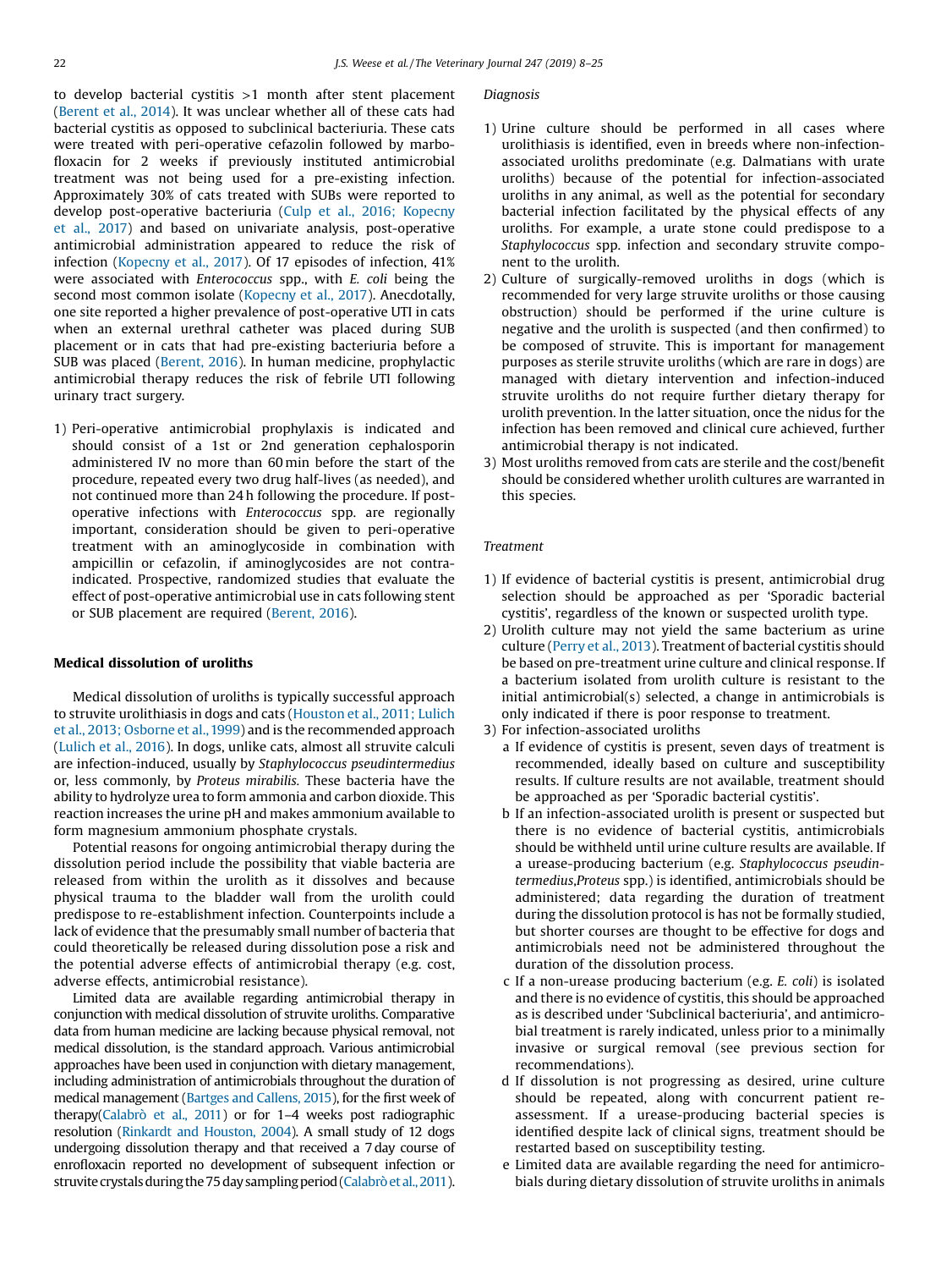to develop bacterial cystitis >1 month after stent placement (Berent et al., 2014). It was unclear whether all of these cats had bacterial cystitis as opposed to subclinical bacteriuria. These cats were treated with peri-operative cefazolin followed by marbofloxacin for 2 weeks if previously instituted antimicrobial treatment was not being used for a pre-existing infection. Approximately 30% of cats treated with SUBs were reported to develop post-operative bacteriuria (Culp et al., 2016; Kopecny et al., 2017) and based on univariate analysis, post-operative antimicrobial administration appeared to reduce the risk of infection (Kopecny et al., 2017). Of 17 episodes of infection, 41% were associated with *Enterococcus* spp., with *E. coli* being the second most common isolate (Kopecny et al., 2017). Anecdotally, one site reported a higher prevalence of post-operative UTI in cats when an external urethral catheter was placed during SUB placement or in cats that had pre-existing bacteriuria before a SUB was placed (Berent, 2016). In human medicine, prophylactic antimicrobial therapy reduces the risk of febrile UTI following urinary tract surgery.

1) Peri-operative antimicrobial prophylaxis is indicated and should consist of a 1st or 2nd generation cephalosporin administered IV no more than 60 min before the start of the procedure, repeated every two drug half-lives (as needed), and not continued more than 24 h following the procedure. If post-operative infections with *Enterococcus* spp. are regionally important, consideration should be given to peri-operative treatment with an aminoglycoside in combination with ampicillin or cefazolin, if aminoglycosides are not contra-indicated. Prospective, randomized studies that evaluate the effect of post-operative antimicrobial use in cats following stent or SUB placement are required (Berent, 2016).

## Medical dissolution of uroliths

Medical dissolution of uroliths is typically successful approach to struvite urolithiasis in dogs and cats (Houston et al., 2011; Lulich et al., 2013; Osborne et al., 1999) and is the recommended approach (Lulich et al., 2016). In dogs, unlike cats, almost all struvite calculi are infection-induced, usually by *Staphylococcus pseudintermedius* or, less commonly, by *Proteus mirabilis*. These bacteria have the ability to hydrolyze urea to form ammonia and carbon dioxide. This reaction increases the urine pH and makes ammonium available to form magnesium ammonium phosphate crystals.

Potential reasons for ongoing antimicrobial therapy during the dissolution period include the possibility that viable bacteria are released from within the urolith as it dissolves and because physical trauma to the bladder wall from the urolith could predispose to re-establishment infection. Counterpoints include a lack of evidence that the presumably small number of bacteria that could theoretically be released during dissolution pose a risk and the potential adverse effects of antimicrobial therapy (e.g. cost, adverse effects, antimicrobial resistance).

Limited data are available regarding antimicrobial therapy in conjunction with medical dissolution of struvite uroliths. Comparative data from human medicine are lacking because physical removal, not medical dissolution, is the standard approach. Various antimicrobial approaches have been used in conjunction with dietary management, including administration of antimicrobials throughout the duration of medical management (Bartges and Callens, 2015), for the first week of therapy(Calabrò et al., 2011) or for 1–4 weeks post radiographic resolution (Rinkardt and Houston, 2004). A small study of 12 dogs undergoing dissolution therapy and that received a 7 day course of enrofloxacin reported no development of subsequent infection or struvite crystals during the 75 day sampling period (Calabrò et al., 2011).

### Diagnosis

1) Urine culture should be performed in all cases where urolithiasis is identified, even in breeds where non-infection-associated uroliths predominate (e.g. Dalmatians with urate uroliths) because of the potential for infection-associated uroliths in any animal, as well as the potential for secondary bacterial infection facilitated by the physical effects of any uroliths. For example, a urate stone could predispose to a *Staphylococcus* spp. infection and secondary struvite component to the urolith.
2) Culture of surgically-removed uroliths in dogs (which is recommended for very large struvite uroliths or those causing obstruction) should be performed if the urine culture is negative and the urolith is suspected (and then confirmed) to be composed of struvite. This is important for management purposes as sterile struvite uroliths (which are rare in dogs) are managed with dietary intervention and infection-induced struvite uroliths do not require further dietary therapy for urolith prevention. In the latter situation, once the nidus for the infection has been removed and clinical cure achieved, further antimicrobial therapy is not indicated.
3) Most uroliths removed from cats are sterile and the cost/benefit should be considered whether urolith cultures are warranted in this species.

### Treatment

1) If evidence of bacterial cystitis is present, antimicrobial drug selection should be approached as per 'Sporadic bacterial cystitis', regardless of the known or suspected urolith type.
2) Urolith culture may not yield the same bacterium as urine culture (Perry et al., 2013). Treatment of bacterial cystitis should be based on pre-treatment urine culture and clinical response. If a bacterium isolated from urolith culture is resistant to the initial antimicrobial(s) selected, a change in antimicrobials is only indicated if there is poor response to treatment.
3) For infection-associated uroliths
   a If evidence of cystitis is present, seven days of treatment is recommended, ideally based on culture and susceptibility results. If culture results are not available, treatment should be approached as per 'Sporadic bacterial cystitis'.
   b If an infection-associated urolith is present or suspected but there is no evidence of bacterial cystitis, antimicrobials should be withheld until urine culture results are available. If a urease-producing bacterium (e.g. *Staphylococcus pseudintermedius*,*Proteus* spp.) is identified, antimicrobials should be administered; data regarding the duration of treatment during the dissolution protocol is has not be formally studied, but shorter courses are thought to be effective for dogs and antimicrobials need not be administered throughout the duration of the dissolution process.
   c If a non-urease producing bacterium (e.g. *E. coli*) is isolated and there is no evidence of cystitis, this should be approached as is described under 'Subclinical bacteriuria', and antimicrobial treatment is rarely indicated, unless prior to a minimally invasive or surgical removal (see previous section for recommendations).
   d If dissolution is not progressing as desired, urine culture should be repeated, along with concurrent patient re-assessment. If a urease-producing bacterial species is identified despite lack of clinical signs, treatment should be restarted based on susceptibility testing.
   e Limited data are available regarding the need for antimicrobials during dietary dissolution of struvite uroliths in animals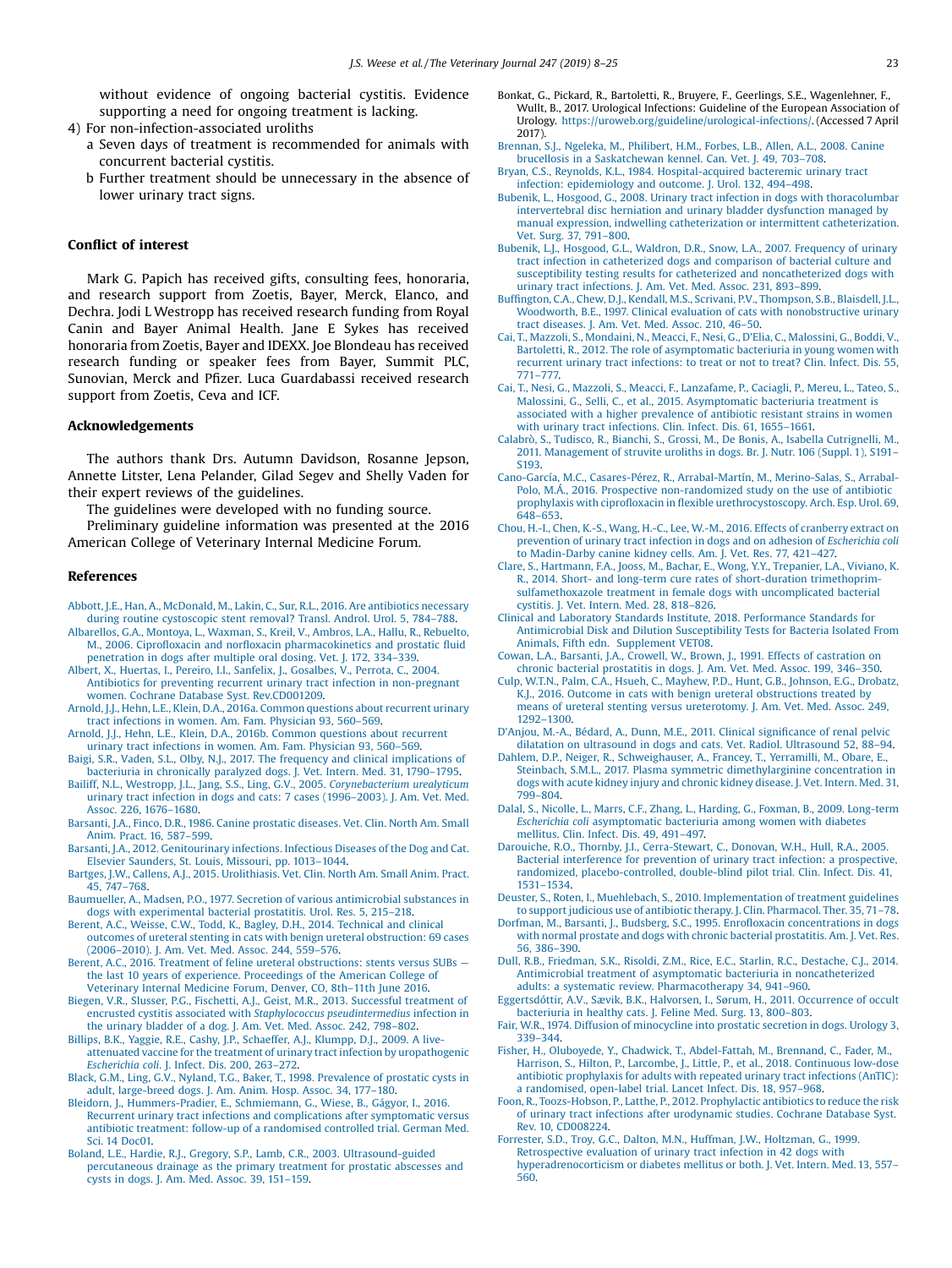without evidence of ongoing bacterial cystitis. Evidence supporting a need for ongoing treatment is lacking.

4) For non-infection-associated uroliths
   a Seven days of treatment is recommended for animals with concurrent bacterial cystitis.
   b Further treatment should be unnecessary in the absence of lower urinary tract signs.

## Conflict of interest

Mark G. Papich has received gifts, consulting fees, honoraria, and research support from Zoetis, Bayer, Merck, Elanco, and Dechra. Jodi L Westropp has received research funding from Royal Canin and Bayer Animal Health. Jane E Sykes has received honoraria from Zoetis, Bayer and IDEXX. Joe Blondeau has received research funding or speaker fees from Bayer, Summit PLC, Sunovian, Merck and Pfizer. Luca Guardabassi received research support from Zoetis, Ceva and ICF.

## Acknowledgements

The authors thank Drs. Autumn Davidson, Rosanne Jepson, Annette Litster, Lena Pelander, Gilad Segev and Shelly Vaden for their expert reviews of the guidelines.

The guidelines were developed with no funding source.

Preliminary guideline information was presented at the 2016 American College of Veterinary Internal Medicine Forum.

## References

Abbott, J.E., Han, A., McDonald, M., Lakin, C., Sur, R.L., 2016. Are antibiotics necessary during routine cystoscopic stent removal? Transl. Androl. Urol. 5, 784–788.

Albarellos, G.A., Montoya, L., Waxman, S., Kreil, V., Ambros, L.A., Hallu, R., Rebuelto, M., 2006. Ciprofloxacin and norfloxacin pharmacokinetics and prostatic fluid penetration in dogs after multiple oral dosing. Vet. J. 172, 334–339.

Albert, X., Huertas, I., Pereiro, I.I., Sanfelix, J., Gosalbes, V., Perrota, C., 2004. Antibiotics for preventing recurrent urinary tract infection in non-pregnant women. Cochrane Database Syst. Rev.CD001209.

Arnold, J.J., Hehn, L.E., Klein, D.A., 2016a. Common questions about recurrent urinary tract infections in women. Am. Fam. Physician 93, 560–569.

Arnold, J.J., Hehn, L.E., Klein, D.A., 2016b. Common questions about recurrent urinary tract infections in women. Am. Fam. Physician 93, 560–569.

Baigi, S.R., Vaden, S.L., Olby, N.J., 2017. The frequency and clinical implications of bacteriuria in chronically paralyzed dogs. J. Vet. Intern. Med. 31, 1790–1795.

Bailiff, N.L., Westropp, J.L., Jang, S.S., Ling, G.V., 2005. *Corynebacterium urealyticum* urinary tract infection in dogs and cats: 7 cases (1996–2003). J. Am. Vet. Med. Assoc. 226, 1676–1680.

Barsanti, J.A., Finco, D.R., 1986. Canine prostatic diseases. Vet. Clin. North Am. Small Anim. Pract. 16, 587–599.

Barsanti, J.A., 2012. Genitourinary infections. Infectious Diseases of the Dog and Cat. Elsevier Saunders, St. Louis, Missouri, pp. 1013–1044.

Bartges, J.W., Callens, A.J., 2015. Urolithiasis. Vet. Clin. North Am. Small Anim. Pract. 45, 747–768.

Baumueller, A., Madsen, P.O., 1977. Secretion of various antimicrobial substances in dogs with experimental bacterial prostatitis. Urol. Res. 5, 215–218.

Berent, A.C., Weisse, C.W., Todd, K., Bagley, D.H., 2014. Technical and clinical outcomes of ureteral stenting in cats with benign ureteral obstruction: 69 cases (2006–2010). J. Am. Vet. Med. Assoc. 244, 559–576.

Berent, A.C., 2016. Treatment of feline ureteral obstructions: stents versus SUBs — the last 10 years of experience. Proceedings of the American College of Veterinary Internal Medicine Forum, Denver, CO, 8th–11th June 2016.

Biegen, V.R., Slusser, P.G., Fischetti, A.J., Geist, M.R., 2013. Successful treatment of encrusted cystitis associated with *Staphylococcus pseudintermedius* infection in the urinary bladder of a dog. J. Am. Vet. Med. Assoc. 242, 798–802.

Billips, B.K., Yaggie, R.E., Cashy, J.P., Schaeffer, A.J., Klumpp, D.J., 2009. A live-attenuated vaccine for the treatment of urinary tract infection by uropathogenic *Escherichia coli*. J. Infect. Dis. 200, 263–272.

Black, G.M., Ling, G.V., Nyland, T.G., Baker, T., 1998. Prevalence of prostatic cysts in adult, large-breed dogs. J. Am. Anim. Hosp. Assoc. 34, 177–180.

Bleidorn, J., Hummers-Pradier, E., Schmiemann, G., Wiese, B., Gágyor, I., 2016. Recurrent urinary tract infections and complications after symptomatic versus antibiotic treatment: follow-up of a randomised controlled trial. German Med. Sci. 14 Doc01.

Boland, L.E., Hardie, R.J., Gregory, S.P., Lamb, C.R., 2003. Ultrasound-guided percutaneous drainage as the primary treatment for prostatic abscesses and cysts in dogs. J. Am. Med. Assoc. 39, 151–159.

Bonkat, G., Pickard, R., Bartoletti, R., Bruyere, F., Geerlings, S.E., Wagenlehner, F., Wullt, B., 2017. Urological Infections: Guideline of the European Association of Urology. https://uroweb.org/guideline/urological-infections/. (Accessed 7 April 2017).

Brennan, S.J., Ngeleka, M., Philibert, H.M., Forbes, L.B., Allen, A.L., 2008. Canine brucellosis in a Saskatchewan kennel. Can. Vet. J. 49, 703–708.

Bryan, C.S., Reynolds, K.L., 1984. Hospital-acquired bacteremic urinary tract infection: epidemiology and outcome. J. Urol. 132, 494–498.

Bubenik, L., Hosgood, G., 2008. Urinary tract infection in dogs with thoracolumbar intervertebral disc herniation and urinary bladder dysfunction managed by manual expression, indwelling catheterization or intermittent catheterization. Vet. Surg. 37, 791–800.

Bubenik, L.J., Hosgood, G.L., Waldron, D.R., Snow, L.A., 2007. Frequency of urinary tract infection in catheterized dogs and comparison of bacterial culture and susceptibility testing results for catheterized and noncatheterized dogs with urinary tract infections. J. Am. Vet. Med. Assoc. 231, 893–899.

Buffington, C.A., Chew, D.J., Kendall, M.S., Scrivani, P.V., Thompson, S.B., Blaisdell, J.L., Woodworth, B.E., 1997. Clinical evaluation of cats with nonobstructive urinary tract diseases. J. Am. Vet. Med. Assoc. 210, 46–50.

Cai, T., Mazzoli, S., Mondaini, N., Meacci, F., Nesi, G., D'Elia, C., Malossini, G., Boddi, V., Bartoletti, R., 2012. The role of asymptomatic bacteriuria in young women with recurrent urinary tract infections: to treat or not to treat? Clin. Infect. Dis. 55, 771–777.

Cai, T., Nesi, G., Mazzoli, S., Meacci, F., Lanzafame, P., Caciagli, P., Mereu, L., Tateo, S., Malossini, G., Selli, C., et al., 2015. Asymptomatic bacteriuria treatment is associated with a higher prevalence of antibiotic resistant strains in women with urinary tract infections. Clin. Infect. Dis. 61, 1655–1661.

Calabrò, S., Tudisco, R., Bianchi, S., Grossi, M., De Bonis, A., Isabella Cutrignelli, M., 2011. Management of struvite uroliths in dogs. Br. J. Nutr. 106 (Suppl. 1), S191–S193.

Cano-García, M.C., Casares-Pérez, R., Arrabal-Martín, M., Merino-Salas, S., Arrabal-Polo, M.Á., 2016. Prospective non-randomized study on the use of antibiotic prophylaxis with ciprofloxacin in flexible urethrocystoscopy. Arch. Esp. Urol. 69, 648–653.

Chou, H.-I., Chen, K.-S., Wang, H.-C., Lee, W.-M., 2016. Effects of cranberry extract on prevention of urinary tract infection in dogs and on adhesion of *Escherichia coli* to Madin-Darby canine kidney cells. Am. J. Vet. Res. 77, 421–427.

Clare, S., Hartmann, F.A., Jooss, M., Bachar, E., Wong, Y.Y., Trepanier, L.A., Viviano, K. R., 2014. Short- and long-term cure rates of short-duration trimethoprim-sulfamethoxazole treatment in female dogs with uncomplicated bacterial cystitis. J. Vet. Intern. Med. 28, 818–826.

Clinical and Laboratory Standards Institute, 2018. Performance Standards for Antimicrobial Disk and Dilution Susceptibility Tests for Bacteria Isolated From Animals, Fifth edn. Supplement VET08.

Cowan, L.A., Barsanti, J.A., Crowell, W., Brown, J., 1991. Effects of castration on chronic bacterial prostatitis in dogs. J. Am. Vet. Med. Assoc. 199, 346–350.

Culp, W.T.N., Palm, C.A., Hsueh, C., Mayhew, P.D., Hunt, G.B., Johnson, E.G., Drobatz, K.J., 2016. Outcome in cats with benign ureteral obstructions treated by means of ureteral stenting versus ureterotomy. J. Am. Vet. Med. Assoc. 249, 1292–1300.

D'Anjou, M.-A., Bédard, A., Dunn, M.E., 2011. Clinical significance of renal pelvic dilatation on ultrasound in dogs and cats. Vet. Radiol. Ultrasound 52, 88–94.

Dahlem, D.P., Neiger, R., Schweighauser, A., Francey, T., Yerramilli, M., Obare, E., Steinbach, S.M.L., 2017. Plasma symmetric dimethylarginine concentration in dogs with acute kidney injury and chronic kidney disease. J. Vet. Intern. Med. 31, 799–804.

Dalal, S., Nicolle, L., Marrs, C.F., Zhang, L., Harding, G., Foxman, B., 2009. Long-term *Escherichia coli* asymptomatic bacteriuria among women with diabetes mellitus. Clin. Infect. Dis. 49, 491–497.

Darouiche, R.O., Thornby, J.I., Cerra-Stewart, C., Donovan, W.H., Hull, R.A., 2005. Bacterial interference for prevention of urinary tract infection: a prospective, randomized, placebo-controlled, double-blind pilot trial. Clin. Infect. Dis. 41, 1531–1534.

Deuster, S., Roten, I., Muehlebach, S., 2010. Implementation of treatment guidelines to support judicious use of antibiotic therapy. J. Clin. Pharmacol. Ther. 35, 71–78.

Dorfman, M., Barsanti, J., Budsberg, S.C., 1995. Enrofloxacin concentrations in dogs with normal prostate and dogs with chronic bacterial prostatitis. Am. J. Vet. Res. 56, 386–390.

Dull, R.B., Friedman, S.K., Risoldi, Z.M., Rice, E.C., Starlin, R.C., Destache, C.J., 2014. Antimicrobial treatment of asymptomatic bacteriuria in noncatheterized adults: a systematic review. Pharmacotherapy 34, 941–960.

Eggertsdóttir, A.V., Sævik, B.K., Halvorsen, I., Sørum, H., 2011. Occurrence of occult bacteriuria in healthy cats. J. Feline Med. Surg. 13, 800–803.

Fair, W.R., 1974. Diffusion of minocycline into prostatic secretion in dogs. Urology 3, 339–344.

Fisher, H., Oluboyede, Y., Chadwick, T., Abdel-Fattah, M., Brennand, C., Fader, M., Harrison, S., Hilton, P., Larcombe, J., Little, P., et al., 2018. Continuous low-dose antibiotic prophylaxis for adults with repeated urinary tract infections (AnTIC): a randomised, open-label trial. Lancet Infect. Dis. 18, 957–968.

Foon, R., Toozs-Hobson, P., Latthe, P., 2012. Prophylactic antibiotics to reduce the risk of urinary tract infections after urodynamic studies. Cochrane Database Syst. Rev. 10, CD008224.

Forrester, S.D., Troy, G.C., Dalton, M.N., Huffman, J.W., Holtzman, G., 1999. Retrospective evaluation of urinary tract infection in 42 dogs with hyperadrenocorticism or diabetes mellitus or both. J. Vet. Intern. Med. 13, 557–560.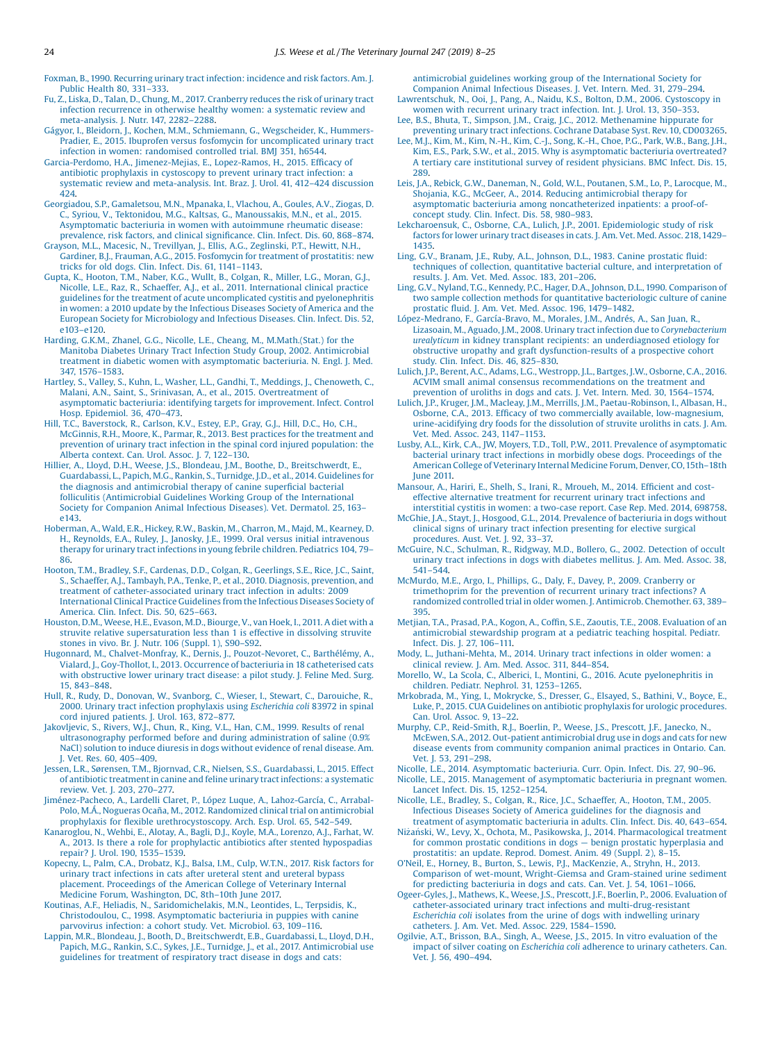Foxman, B., 1990. Recurring urinary tract infection: incidence and risk factors. Am. J. Public Health 80, 331–333.

Fu, Z., Liska, D., Talan, D., Chung, M., 2017. Cranberry reduces the risk of urinary tract infection recurrence in otherwise healthy women: a systematic review and meta-analysis. J. Nutr. 147, 2282–2288.

Gágyor, I., Bleidorn, J., Kochen, M.M., Schmiemann, G., Wegscheider, K., Hummers-Pradier, E., 2015. Ibuprofen versus fosfomycin for uncomplicated urinary tract infection in women: randomised controlled trial. BMJ 351, h6544.

Garcia-Perdomo, H.A., Jimenez-Mejias, E., Lopez-Ramos, H., 2015. Efficacy of antibiotic prophylaxis in cystoscopy to prevent urinary tract infection: a systematic review and meta-analysis. Int. Braz. J. Urol. 41, 412–424 discussion 424.

Georgiadou, S.P., Gamaletsou, M.N., Mpanaka, I., Vlachou, A., Goules, A.V., Ziogas, D. C., Syriou, V., Tektonidou, M.G., Kaltsas, G., Manoussakis, M.N., et al., 2015. Asymptomatic bacteriuria in women with autoimmune rheumatic disease: prevalence, risk factors, and clinical significance. Clin. Infect. Dis. 60, 868–874.

Grayson, M.L., Macesic, N., Trevillyan, J., Ellis, A.G., Zeglinski, P.T., Hewitt, N.H., Gardiner, B.J., Frauman, A.G., 2015. Fosfomycin for treatment of prostatitis: new tricks for old dogs. Clin. Infect. Dis. 61, 1141–1143.

Gupta, K., Hooton, T.M., Naber, K.G., Wullt, B., Colgan, R., Miller, L.G., Moran, G.J., Nicolle, L.E., Raz, R., Schaeffer, A.J., et al., 2011. International clinical practice guidelines for the treatment of acute uncomplicated cystitis and pyelonephritis in women: a 2010 update by the Infectious Diseases Society of America and the European Society for Microbiology and Infectious Diseases. Clin. Infect. Dis. 52, e103–e120.

Harding, G.K.M., Zhanel, G.G., Nicolle, L.E., Cheang, M., M.Math.(Stat.) for the Manitoba Diabetes Urinary Tract Infection Study Group, 2002. Antimicrobial treatment in diabetic women with asymptomatic bacteriuria. N. Engl. J. Med. 347, 1576–1583.

Hartley, S., Valley, S., Kuhn, L., Washer, L.L., Gandhi, T., Meddings, J., Chenoweth, C., Malani, A.N., Saint, S., Srinivasan, A., et al., 2015. Overtreatment of asymptomatic bacteriuria: identifying targets for improvement. Infect. Control Hosp. Epidemiol. 36, 470–473.

Hill, T.C., Baverstock, R., Carlson, K.V., Estey, E.P., Gray, G.J., Hill, D.C., Ho, C.H., McGinnis, R.H., Moore, K., Parmar, R., 2013. Best practices for the treatment and prevention of urinary tract infection in the spinal cord injured population: the Alberta context. Can. Urol. Assoc. J. 7, 122–130.

Hillier, A., Lloyd, D.H., Weese, J.S., Blondeau, J.M., Boothe, D., Breitschwerdt, E., Guardabassi, L., Papich, M.G., Rankin, S., Turnidge, J.D., et al., 2014. Guidelines for the diagnosis and antimicrobial therapy of canine superficial bacterial folliculitis (Antimicrobial Guidelines Working Group of the International Society for Companion Animal Infectious Diseases). Vet. Dermatol. 25, 163–e143.

Hoberman, A., Wald, E.R., Hickey, R.W., Baskin, M., Charron, M., Majd, M., Kearney, D. H., Reynolds, E.A., Ruley, J., Janosky, J.E., 1999. Oral versus initial intravenous therapy for urinary tract infections in young febrile children. Pediatrics 104, 79–86.

Hooton, T.M., Bradley, S.F., Cardenas, D.D., Colgan, R., Geerlings, S.E., Rice, J.C., Saint, S., Schaeffer, A.J., Tambayh, P.A., Tenke, P., et al., 2010. Diagnosis, prevention, and treatment of catheter-associated urinary tract infection in adults: 2009 International Clinical Practice Guidelines from the Infectious Diseases Society of America. Clin. Infect. Dis. 50, 625–663.

Houston, D.M., Weese, H.E., Evason, M.D., Biourge, V., van Hoek, I., 2011. A diet with a struvite relative supersaturation less than 1 is effective in dissolving struvite stones in vivo. Br. J. Nutr. 106 (Suppl. 1), S90–S92.

Hugonnard, M., Chalvet-Monfray, K., Dernis, J., Pouzot-Nevoret, C., Barthélémy, A., Vialard, J., Goy-Thollot, I., 2013. Occurrence of bacteriuria in 18 catheterised cats with obstructive lower urinary tract disease: a pilot study. J. Feline Med. Surg. 15, 843–848.

Hull, R., Rudy, D., Donovan, W., Svanborg, C., Wieser, I., Stewart, C., Darouiche, R., 2000. Urinary tract infection prophylaxis using *Escherichia coli* 83972 in spinal cord injured patients. J. Urol. 163, 872–877.

Jakovljevic, S., Rivers, W.J., Chun, R., King, V.L., Han, C.M., 1999. Results of renal ultrasonography performed before and during administration of saline (0.9% NaCl) solution to induce diuresis in dogs without evidence of renal disease. Am. J. Vet. Res. 60, 405–409.

Jessen, L.R., Sørensen, T.M., Bjornvad, C.R., Nielsen, S.S., Guardabassi, L., 2015. Effect of antibiotic treatment in canine and feline urinary tract infections: a systematic review. Vet. J. 203, 270–277.

Jiménez-Pacheco, A., Lardelli Claret, P., López Luque, A., Lahoz-García, C., Arrabal-Polo, M.Á., Nogueras Ocaña, M., 2012. Randomized clinical trial on antimicrobial prophylaxis for flexible urethrocystoscopy. Arch. Esp. Urol. 65, 542–549.

Kanaroglou, N., Wehbi, E., Alotay, A., Bagli, D.J., Koyle, M.A., Lorenzo, A.J., Farhat, W. A., 2013. Is there a role for prophylactic antibiotics after stented hypospadias repair? J. Urol. 190, 1535–1539.

Kopecny, L., Palm, C.A., Drobatz, K.J., Balsa, I.M., Culp, W.T.N., 2017. Risk factors for urinary tract infections in cats after ureteral stent and ureteral bypass placement. Proceedings of the American College of Veterinary Internal Medicine Forum, Washington, DC, 8th–10th June 2017.

Koutinas, A.F., Heliadis, N., Saridomichelakis, M.N., Leontides, L., Terpsidis, K., Christodoulou, C., 1998. Asymptomatic bacteriuria in puppies with canine parvovirus infection: a cohort study. Vet. Microbiol. 63, 109–116.

Lappin, M.R., Blondeau, J., Booth, D., Breitschwerdt, E.B., Guardabassi, L., Lloyd, D.H., Papich, M.G., Rankin, S.C., Sykes, J.E., Turnidge, J., et al., 2017. Antimicrobial use guidelines for treatment of respiratory tract disease in dogs and cats: antimicrobial guidelines working group of the International Society for Companion Animal Infectious Diseases. J. Vet. Intern. Med. 31, 279–294.

Lawrentschuk, N., Ooi, J., Pang, A., Naidu, K.S., Bolton, D.M., 2006. Cystoscopy in women with recurrent urinary tract infection. Int. J. Urol. 13, 350–353.

Lee, B.S., Bhuta, T., Simpson, J.M., Craig, J.C., 2012. Methenamine hippurate for preventing urinary tract infections. Cochrane Database Syst. Rev. 10, CD003265.

Lee, M.J., Kim, M., Kim, N.-H., Kim, C.-J., Song, K.-H., Choe, P.G., Park, W.B., Bang, J.H., Kim, E.S., Park, S.W., et al., 2015. Why is asymptomatic bacteriuria overtreated? A tertiary care institutional survey of resident physicians. BMC Infect. Dis. 15, 289.

Leis, J.A., Rebick, G.W., Daneman, N., Gold, W.L., Poutanen, S.M., Lo, P., Larocque, M., Shojania, K.G., McGeer, A., 2014. Reducing antimicrobial therapy for asymptomatic bacteriuria among noncatheterized inpatients: a proof-of-concept study. Clin. Infect. Dis. 58, 980–983.

Lekcharoensuk, C., Osborne, C.A., Lulich, J.P., 2001. Epidemiologic study of risk factors for lower urinary tract diseases in cats. J. Am. Vet. Med. Assoc. 218, 1429–1435.

Ling, G.V., Branam, J.E., Ruby, A.L., Johnson, D.L., 1983. Canine prostatic fluid: techniques of collection, quantitative bacterial culture, and interpretation of results. J. Am. Vet. Med. Assoc. 183, 201–206.

Ling, G.V., Nyland, T.G., Kennedy, P.C., Hager, D.A., Johnson, D.L., 1990. Comparison of two sample collection methods for quantitative bacteriologic culture of canine prostatic fluid. J. Am. Vet. Med. Assoc. 196, 1479–1482.

López-Medrano, F., García-Bravo, M., Morales, J.M., Andrés, A., San Juan, R., Lizasoain, M., Aguado, J.M., 2008. Urinary tract infection due to *Corynebacterium urealyticum* in kidney transplant recipients: an underdiagnosed etiology for obstructive uropathy and graft dysfunction-results of a prospective cohort study. Clin. Infect. Dis. 46, 825–830.

Lulich, J.P., Berent, A.C., Adams, L.G., Westropp, J.L., Bartges, J.W., Osborne, C.A., 2016. ACVIM small animal consensus recommendations on the treatment and prevention of uroliths in dogs and cats. J. Vet. Intern. Med. 30, 1564–1574.

Lulich, J.P., Kruger, J.M., Macleay, J.M., Merrills, J.M., Paetau-Robinson, I., Albasan, H., Osborne, C.A., 2013. Efficacy of two commercially available, low-magnesium, urine-acidifying dry foods for the dissolution of struvite uroliths in cats. J. Am. Vet. Med. Assoc. 243, 1147–1153.

Lusby, A.L., Kirk, C.A., JW, Moyers, T.D., Toll, P.W., 2011. Prevalence of asymptomatic bacterial urinary tract infections in morbidly obese dogs. Proceedings of the American College of Veterinary Internal Medicine Forum, Denver, CO, 15th–18th June 2011.

Mansour, A., Hariri, E., Shelh, S., Irani, R., Mroueh, M., 2014. Efficient and cost-effective alternative treatment for recurrent urinary tract infections and interstitial cystitis in women: a two-case report. Case Rep. Med. 2014, 698758.

McGhie, J.A., Stayt, J., Hosgood, G.L., 2014. Prevalence of bacteriuria in dogs without clinical signs of urinary tract infection presenting for elective surgical procedures. Aust. Vet. J. 92, 33–37.

McGuire, N.C., Schulman, R., Ridgway, M.D., Bollero, G., 2002. Detection of occult urinary tract infections in dogs with diabetes mellitus. J. Am. Med. Assoc. 38, 541–544.

McMurdo, M.E., Argo, I., Phillips, G., Daly, F., Davey, P., 2009. Cranberry or trimethoprim for the prevention of recurrent urinary tract infections? A randomized controlled trial in older women. J. Antimicrob. Chemother. 63, 389–395.

Metjian, T.A., Prasad, P.A., Kogon, A., Coffin, S.E., Zaoutis, T.E., 2008. Evaluation of an antimicrobial stewardship program at a pediatric teaching hospital. Pediatr. Infect. Dis. J. 27, 106–111.

Mody, L., Juthani-Mehta, M., 2014. Urinary tract infections in older women: a clinical review. J. Am. Med. Assoc. 311, 844–854.

Morello, W., La Scola, C., Alberici, I., Montini, G., 2016. Acute pyelonephritis in children. Pediatr. Nephrol. 31, 1253–1265.

Mrkobrada, M., Ying, I., Mokrycke, S., Dresser, G., Elsayed, S., Bathini, V., Boyce, E., Luke, P., 2015. CUA Guidelines on antibiotic prophylaxis for urologic procedures. Can. Urol. Assoc. 9, 13–22.

Murphy, C.P., Reid-Smith, R.J., Boerlin, P., Weese, J.S., Prescott, J.F., Janecko, N., McEwen, S.A., 2012. Out-patient antimicrobial drug use in dogs and cats for new disease events from community companion animal practices in Ontario. Can. Vet. J. 53, 291–298.

Nicolle, L.E., 2014. Asymptomatic bacteriuria. Curr. Opin. Infect. Dis. 27, 90–96.

Nicolle, L.E., 2015. Management of asymptomatic bacteriuria in pregnant women. Lancet Infect. Dis. 15, 1252–1254.

Nicolle, L.E., Bradley, S., Colgan, R., Rice, J.C., Schaeffer, A., Hooton, T.M., 2005. Infectious Diseases Society of America guidelines for the diagnosis and treatment of asymptomatic bacteriuria in adults. Clin. Infect. Dis. 40, 643–654.

Niżański, W., Levy, X., Ochota, M., Pasikowska, J., 2014. Pharmacological treatment for common prostatic conditions in dogs — benign prostatic hyperplasia and prostatitis: an update. Reprod. Domest. Anim. 49 (Suppl. 2), 8–15.

O'Neil, E., Horney, B., Burton, S., Lewis, P.J., MacKenzie, A., Stryhn, H., 2013. Comparison of wet-mount, Wright-Giemsa and Gram-stained urine sediment for predicting bacteriuria in dogs and cats. Can. Vet. J. 54, 1061–1066.

Ogeer-Gyles, J., Mathews, K., Weese, J.S., Prescott, J.F., Boerlin, P., 2006. Evaluation of catheter-associated urinary tract infections and multi-drug-resistant *Escherichia coli* isolates from the urine of dogs with indwelling urinary catheters. J. Am. Vet. Med. Assoc. 229, 1584–1590.

Ogilvie, A.T., Brisson, B.A., Singh, A., Weese, J.S., 2015. In vitro evaluation of the impact of silver coating on *Escherichia coli* adherence to urinary catheters. Can. Vet. J. 56, 490–494.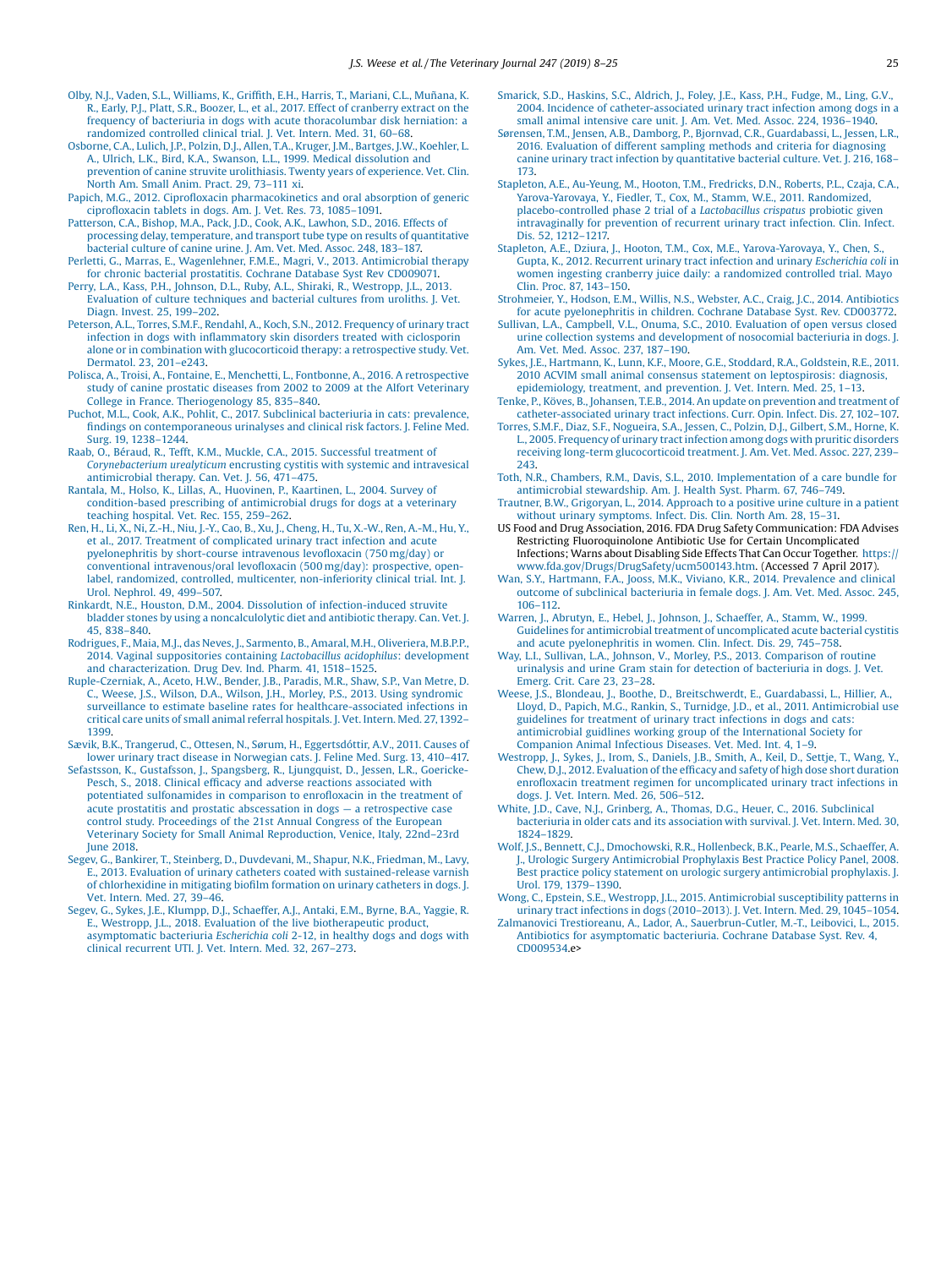Olby, N.J., Vaden, S.L., Williams, K., Griffith, E.H., Harris, T., Mariani, C.L., Muñana, K. R., Early, P.J., Platt, S.R., Boozer, L., et al., 2017. Effect of cranberry extract on the frequency of bacteriuria in dogs with acute thoracolumbar disk herniation: a randomized controlled clinical trial. J. Vet. Intern. Med. 31, 60–68.

Osborne, C.A., Lulich, J.P., Polzin, D.J., Allen, T.A., Kruger, J.M., Bartges, J.W., Koehler, L. A., Ulrich, L.K., Bird, K.A., Swanson, L.L., 1999. Medical dissolution and prevention of canine struvite urolithiasis. Twenty years of experience. Vet. Clin. North Am. Small Anim. Pract. 29, 73–111 xi.

Papich, M.G., 2012. Ciprofloxacin pharmacokinetics and oral absorption of generic ciprofloxacin tablets in dogs. Am. J. Vet. Res. 73, 1085–1091.

Patterson, C.A., Bishop, M.A., Pack, J.D., Cook, A.K., Lawhon, S.D., 2016. Effects of processing delay, temperature, and transport tube type on results of quantitative bacterial culture of canine urine. J. Am. Vet. Med. Assoc. 248, 183–187.

Perletti, G., Marras, E., Wagenlehner, F.M.E., Magri, V., 2013. Antimicrobial therapy for chronic bacterial prostatitis. Cochrane Database Syst Rev CD009071.

Perry, L.A., Kass, P.H., Johnson, D.L., Ruby, A.L., Shiraki, R., Westropp, J.L., 2013. Evaluation of culture techniques and bacterial cultures from uroliths. J. Vet. Diagn. Invest. 25, 199–202.

Peterson, A.L., Torres, S.M.F., Rendahl, A., Koch, S.N., 2012. Frequency of urinary tract infection in dogs with inflammatory skin disorders treated with ciclosporin alone or in combination with glucocorticoid therapy: a retrospective study. Vet. Dermatol. 23, 201–e243.

Polisca, A., Troisi, A., Fontaine, E., Menchetti, L., Fontbonne, A., 2016. A retrospective study of canine prostatic diseases from 2002 to 2009 at the Alfort Veterinary College in France. Theriogenology 85, 835–840.

Puchot, M.L., Cook, A.K., Pohlit, C., 2017. Subclinical bacteriuria in cats: prevalence, findings on contemporaneous urinalyses and clinical risk factors. J. Feline Med. Surg. 19, 1238–1244.

Raab, O., Béraud, R., Tefft, K.M., Muckle, C.A., 2015. Successful treatment of *Corynebacterium urealyticum* encrusting cystitis with systemic and intravesical antimicrobial therapy. Can. Vet. J. 56, 471–475.

Rantala, M., Holso, K., Lillas, A., Huovinen, P., Kaartinen, L., 2004. Survey of condition-based prescribing of antimicrobial drugs for dogs at a veterinary teaching hospital. Vet. Rec. 155, 259–262.

Ren, H., Li, X., Ni, Z.-H., Niu, J.-Y., Cao, B., Xu, J., Cheng, H., Tu, X.-W., Ren, A.-M., Hu, Y., et al., 2017. Treatment of complicated urinary tract infection and acute pyelonephritis by short-course intravenous levofloxacin (750 mg/day) or conventional intravenous/oral levofloxacin (500 mg/day): prospective, open-label, randomized, controlled, multicenter, non-inferiority clinical trial. Int. J. Urol. Nephrol. 49, 499–507.

Rinkardt, N.E., Houston, D.M., 2004. Dissolution of infection-induced struvite bladder stones by using a noncalculolytic diet and antibiotic therapy. Can. Vet. J. 45, 838–840.

Rodrigues, F., Maia, M.J., das Neves, J., Sarmento, B., Amaral, M.H., Oliveriera, M.B.P.P., 2014. Vaginal suppositories containing *Lactobacillus acidophilus*: development and characterization. Drug Dev. Ind. Pharm. 41, 1518–1525.

Ruple-Czerniak, A., Aceto, H.W., Bender, J.B., Paradis, M.R., Shaw, S.P., Van Metre, D. C., Weese, J.S., Wilson, D.A., Wilson, J.H., Morley, P.S., 2013. Using syndromic surveillance to estimate baseline rates for healthcare-associated infections in critical care units of small animal referral hospitals. J. Vet. Intern. Med. 27, 1392–1399.

Sævik, B.K., Trangerud, C., Ottesen, N., Sørum, H., Eggertsdóttir, A.V., 2011. Causes of lower urinary tract disease in Norwegian cats. J. Feline Med. Surg. 13, 410–417.

Sefastsson, K., Gustafsson, J., Spangsberg, R., Ljungquist, D., Jessen, L.R., Goericke-Pesch, S., 2018. Clinical efficacy and adverse reactions associated with potentiated sulfonamides in comparison to enrofloxacin in the treatment of acute prostatitis and prostatic abscessation in dogs — a retrospective case control study. Proceedings of the 21st Annual Congress of the European Veterinary Society for Small Animal Reproduction, Venice, Italy, 22nd–23rd June 2018.

Segev, G., Bankirer, T., Steinberg, D., Duvdevani, M., Shapur, N.K., Friedman, M., Lavy, E., 2013. Evaluation of urinary catheters coated with sustained-release varnish of chlorhexidine in mitigating biofilm formation on urinary catheters in dogs. J. Vet. Intern. Med. 27, 39–46.

Segev, G., Sykes, J.E., Klumpp, D.J., Schaeffer, A.J., Antaki, E.M., Byrne, B.A., Yaggie, R. E., Westropp, J.L., 2018. Evaluation of the live biotherapeutic product, asymptomatic bacteriuria *Escherichia coli* 2-12, in healthy dogs and dogs with clinical recurrent UTI. J. Vet. Intern. Med. 32, 267–273.

Smarick, S.D., Haskins, S.C., Aldrich, J., Foley, J.E., Kass, P.H., Fudge, M., Ling, G.V., 2004. Incidence of catheter-associated urinary tract infection among dogs in a small animal intensive care unit. J. Am. Vet. Med. Assoc. 224, 1936–1940.

Sørensen, T.M., Jensen, A.B., Damborg, P., Bjornvad, C.R., Guardabassi, L., Jessen, L.R., 2016. Evaluation of different sampling methods and criteria for diagnosing canine urinary tract infection by quantitative bacterial culture. Vet. J. 216, 168–173.

Stapleton, A.E., Au-Yeung, M., Hooton, T.M., Fredricks, D.N., Roberts, P.L., Czaja, C.A., Yarova-Yarovaya, Y., Fiedler, T., Cox, M., Stamm, W.E., 2011. Randomized, placebo-controlled phase 2 trial of a *Lactobacillus crispatus* probiotic given intravaginally for prevention of recurrent urinary tract infection. Clin. Infect. Dis. 52, 1212–1217.

Stapleton, A.E., Dziura, J., Hooton, T.M., Cox, M.E., Yarova-Yarovaya, Y., Chen, S., Gupta, K., 2012. Recurrent urinary tract infection and urinary *Escherichia coli* in women ingesting cranberry juice daily: a randomized controlled trial. Mayo Clin. Proc. 87, 143–150.

Strohmeier, Y., Hodson, E.M., Willis, N.S., Webster, A.C., Craig, J.C., 2014. Antibiotics for acute pyelonephritis in children. Cochrane Database Syst. Rev. CD003772.

Sullivan, L.A., Campbell, V.L., Onuma, S.C., 2010. Evaluation of open versus closed urine collection systems and development of nosocomial bacteriuria in dogs. J. Am. Vet. Med. Assoc. 237, 187–190.

Sykes, J.E., Hartmann, K., Lunn, K.F., Moore, G.E., Stoddard, R.A., Goldstein, R.E., 2011. 2010 ACVIM small animal consensus statement on leptospirosis: diagnosis, epidemiology, treatment, and prevention. J. Vet. Intern. Med. 25, 1–13.

Tenke, P., Köves, B., Johansen, T.E.B., 2014. An update on prevention and treatment of catheter-associated urinary tract infections. Curr. Opin. Infect. Dis. 27, 102–107.

Torres, S.M.F., Diaz, S.F., Nogueira, S.A., Jessen, C., Polzin, D.J., Gilbert, S.M., Horne, K. L., 2005. Frequency of urinary tract infection among dogs with pruritic disorders receiving long-term glucocorticoid treatment. J. Am. Vet. Med. Assoc. 227, 239–243.

Toth, N.R., Chambers, R.M., Davis, S.L., 2010. Implementation of a care bundle for antimicrobial stewardship. Am. J. Health Syst. Pharm. 67, 746–749.

Trautner, B.W., Grigoryan, L., 2014. Approach to a positive urine culture in a patient without urinary symptoms. Infect. Dis. Clin. North Am. 28, 15–31.

US Food and Drug Association, 2016. FDA Drug Safety Communication: FDA Advises Restricting Fluoroquinolone Antibiotic Use for Certain Uncomplicated Infections; Warns about Disabling Side Effects That Can Occur Together. https://www.fda.gov/Drugs/DrugSafety/ucm500143.htm. (Accessed 7 April 2017).

Wan, S.Y., Hartmann, F.A., Jooss, M.K., Viviano, K.R., 2014. Prevalence and clinical outcome of subclinical bacteriuria in female dogs. J. Am. Vet. Med. Assoc. 245, 106–112.

Warren, J., Abrutyn, E., Hebel, J., Johnson, J., Schaeffer, A., Stamm, W., 1999. Guidelines for antimicrobial treatment of uncomplicated acute bacterial cystitis and acute pyelonephritis in women. Clin. Infect. Dis. 29, 745–758.

Way, L.I., Sullivan, L.A., Johnson, V., Morley, P.S., 2013. Comparison of routine urinalysis and urine Gram stain for detection of bacteriuria in dogs. J. Vet. Emerg. Crit. Care 23, 23–28.

Weese, J.S., Blondeau, J., Boothe, D., Breitschwerdt, E., Guardabassi, L., Hillier, A., Lloyd, D., Papich, M.G., Rankin, S., Turnidge, J.D., et al., 2011. Antimicrobial use guidelines for treatment of urinary tract infections in dogs and cats: antimicrobial guidlines working group of the International Society for Companion Animal Infectious Diseases. Vet. Med. Int. 4, 1–9.

Westropp, J., Sykes, J., Irom, S., Daniels, J.B., Smith, A., Keil, D., Settje, T., Wang, Y., Chew, D.J., 2012. Evaluation of the efficacy and safety of high dose short duration enrofloxacin treatment regimen for uncomplicated urinary tract infections in dogs. J. Vet. Intern. Med. 26, 506–512.

White, J.D., Cave, N.J., Grinberg, A., Thomas, D.G., Heuer, C., 2016. Subclinical bacteriuria in older cats and its association with survival. J. Vet. Intern. Med. 30, 1824–1829.

Wolf, J.S., Bennett, C.J., Dmochowski, R.R., Hollenbeck, B.K., Pearle, M.S., Schaeffer, A. J., Urologic Surgery Antimicrobial Prophylaxis Best Practice Policy Panel, 2008. Best practice policy statement on urologic surgery antimicrobial prophylaxis. J. Urol. 179, 1379–1390.

Wong, C., Epstein, S.E., Westropp, J.L., 2015. Antimicrobial susceptibility patterns in urinary tract infections in dogs (2010–2013). J. Vet. Intern. Med. 29, 1045–1054.

Zalmanovici Trestioreanu, A., Lador, A., Sauerbrun-Cutler, M.-T., Leibovici, L., 2015. Antibiotics for asymptomatic bacteriuria. Cochrane Database Syst. Rev. 4, CD009534.e>